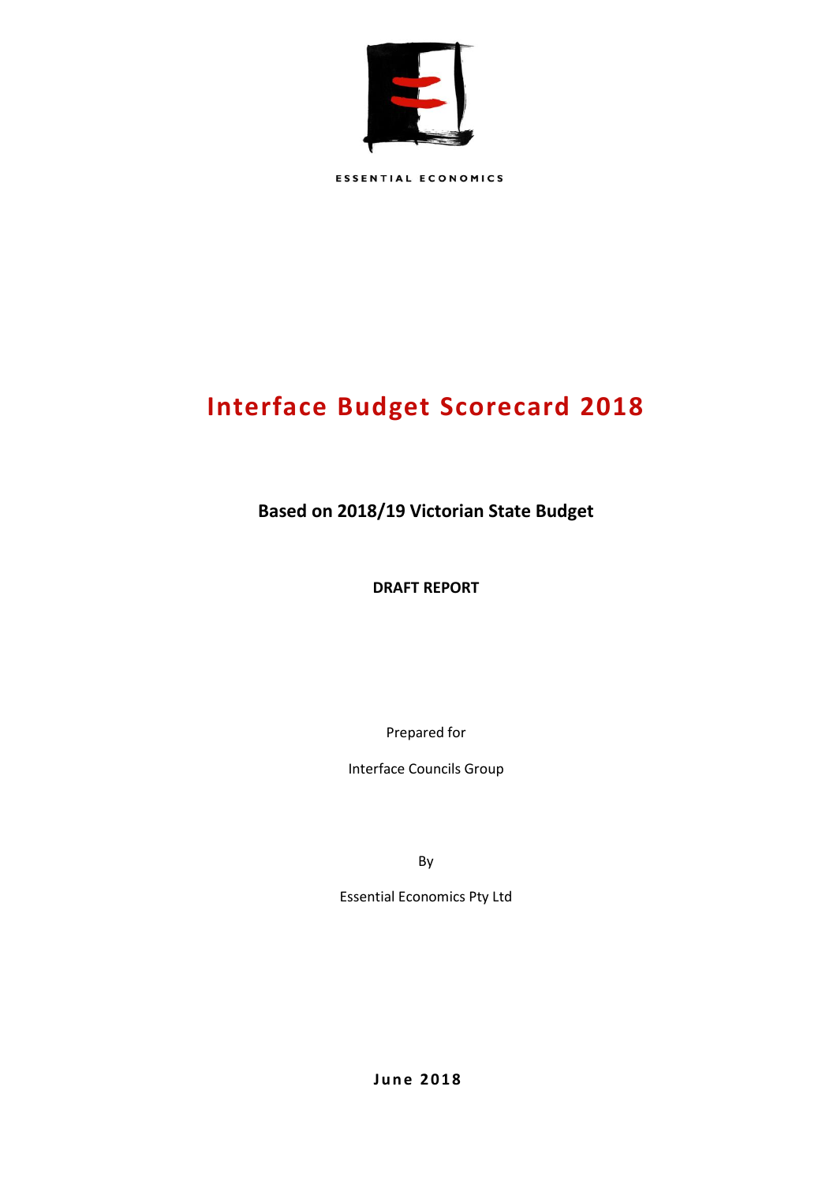ESSENTIAL ECONOMICS

# Interface Budget Scorecard 2018

**Based on 2018/19 Victorian State Budget**

**DRAFT REPORT**

Prepared for

Interface Councils Group

By

Essential Economics Pty Ltd

**June 2018**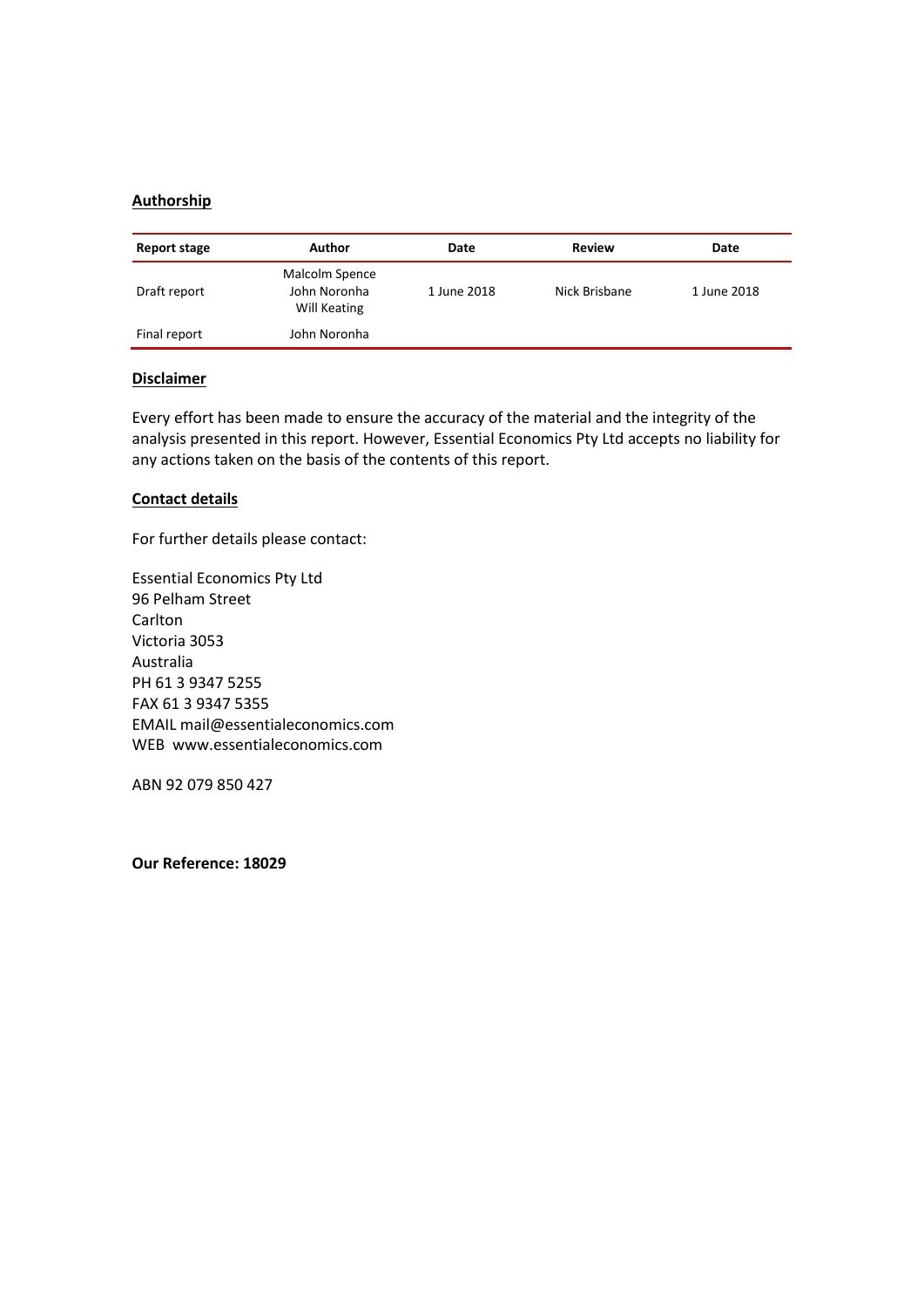**Authorship**

| Report stage | Author | Date | Review | Date |
|---|---|---|---|---|
| Draft report | Malcolm Spence<br>John Noronha<br>Will Keating | 1 June 2018 | Nick Brisbane | 1 June 2018 |
| Final report | John Noronha | | | |

**Disclaimer**

Every effort has been made to ensure the accuracy of the material and the integrity of the analysis presented in this report. However, Essential Economics Pty Ltd accepts no liability for any actions taken on the basis of the contents of this report.

**Contact details**

For further details please contact:

Essential Economics Pty Ltd
96 Pelham Street
Carlton
Victoria 3053
Australia
PH 61 3 9347 5255
FAX 61 3 9347 5355
EMAIL mail@essentialeconomics.com
WEB www.essentialeconomics.com

ABN 92 079 850 427

**Our Reference: 18029**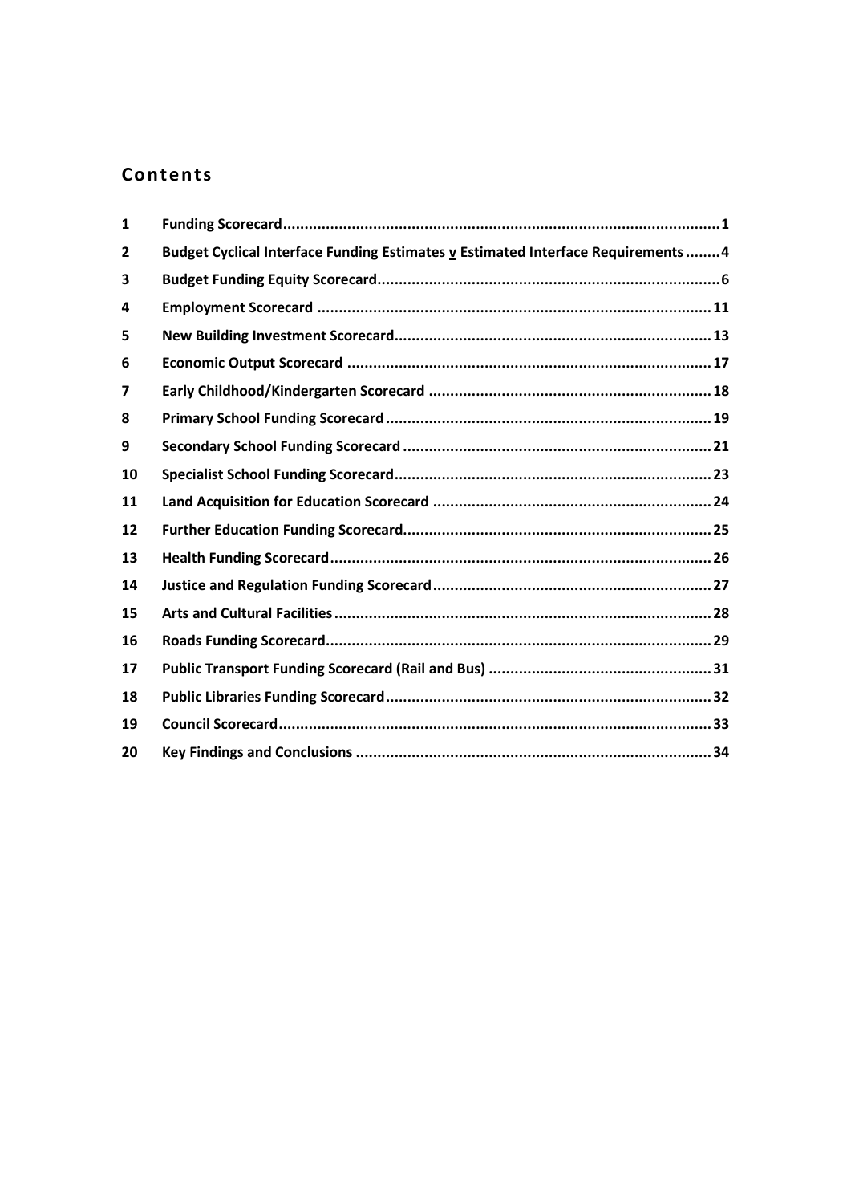## Contents

| | | |
|---|---|---|
| 1 | **Funding Scorecard** | 1 |
| 2 | **Budget Cyclical Interface Funding Estimates v Estimated Interface Requirements** | 4 |
| 3 | **Budget Funding Equity Scorecard** | 6 |
| 4 | **Employment Scorecard** | 11 |
| 5 | **New Building Investment Scorecard** | 13 |
| 6 | **Economic Output Scorecard** | 17 |
| 7 | **Early Childhood/Kindergarten Scorecard** | 18 |
| 8 | **Primary School Funding Scorecard** | 19 |
| 9 | **Secondary School Funding Scorecard** | 21 |
| 10 | **Specialist School Funding Scorecard** | 23 |
| 11 | **Land Acquisition for Education Scorecard** | 24 |
| 12 | **Further Education Funding Scorecard** | 25 |
| 13 | **Health Funding Scorecard** | 26 |
| 14 | **Justice and Regulation Funding Scorecard** | 27 |
| 15 | **Arts and Cultural Facilities** | 28 |
| 16 | **Roads Funding Scorecard** | 29 |
| 17 | **Public Transport Funding Scorecard (Rail and Bus)** | 31 |
| 18 | **Public Libraries Funding Scorecard** | 32 |
| 19 | **Council Scorecard** | 33 |
| 20 | **Key Findings and Conclusions** | 34 |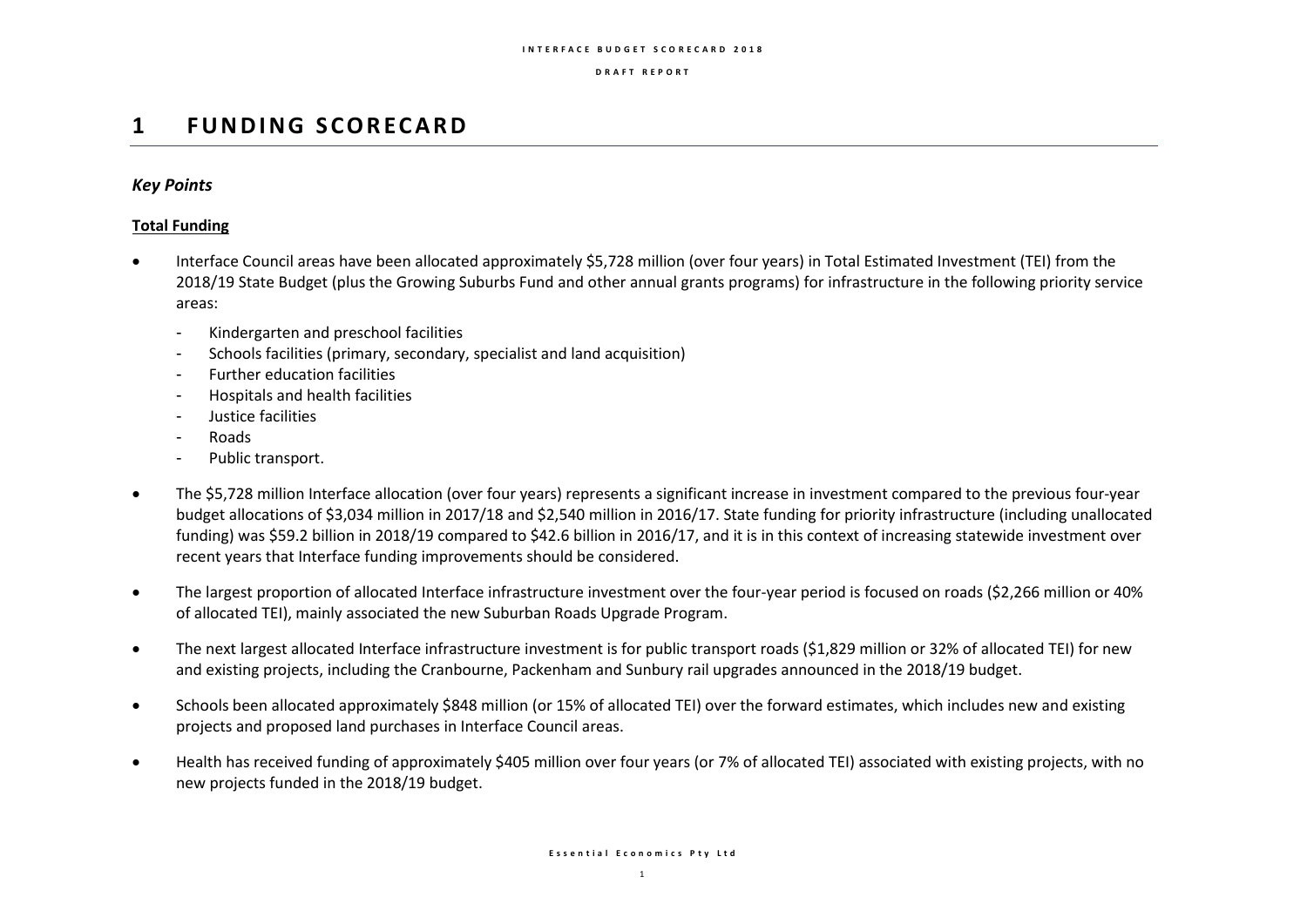# 1 FUNDING SCORECARD

### *Key Points*

**Total Funding**

- Interface Council areas have been allocated approximately $5,728 million (over four years) in Total Estimated Investment (TEI) from the 2018/19 State Budget (plus the Growing Suburbs Fund and other annual grants programs) for infrastructure in the following priority service areas:
  - Kindergarten and preschool facilities
  - Schools facilities (primary, secondary, specialist and land acquisition)
  - Further education facilities
  - Hospitals and health facilities
  - Justice facilities
  - Roads
  - Public transport.
- The $5,728 million Interface allocation (over four years) represents a significant increase in investment compared to the previous four-year budget allocations of $3,034 million in 2017/18 and $2,540 million in 2016/17. State funding for priority infrastructure (including unallocated funding) was $59.2 billion in 2018/19 compared to $42.6 billion in 2016/17, and it is in this context of increasing statewide investment over recent years that Interface funding improvements should be considered.
- The largest proportion of allocated Interface infrastructure investment over the four-year period is focused on roads ($2,266 million or 40% of allocated TEI), mainly associated the new Suburban Roads Upgrade Program.
- The next largest allocated Interface infrastructure investment is for public transport roads ($1,829 million or 32% of allocated TEI) for new and existing projects, including the Cranbourne, Packenham and Sunbury rail upgrades announced in the 2018/19 budget.
- Schools been allocated approximately $848 million (or 15% of allocated TEI) over the forward estimates, which includes new and existing projects and proposed land purchases in Interface Council areas.
- Health has received funding of approximately $405 million over four years (or 7% of allocated TEI) associated with existing projects, with no new projects funded in the 2018/19 budget.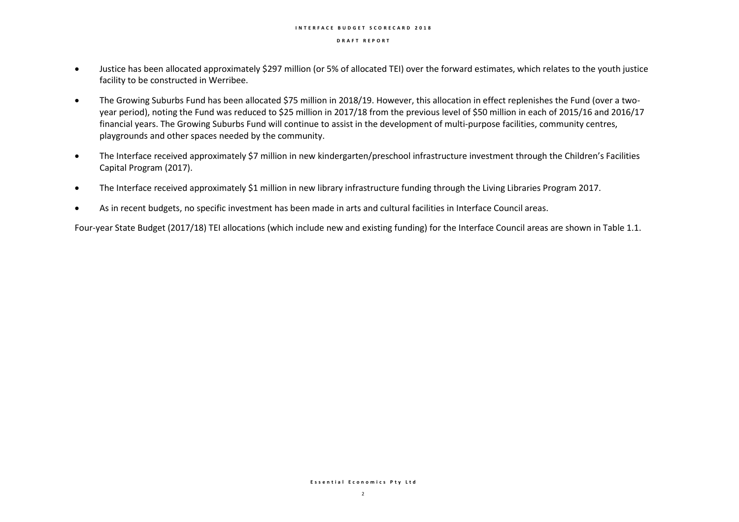- Justice has been allocated approximately $297 million (or 5% of allocated TEI) over the forward estimates, which relates to the youth justice facility to be constructed in Werribee.
- The Growing Suburbs Fund has been allocated $75 million in 2018/19. However, this allocation in effect replenishes the Fund (over a two-year period), noting the Fund was reduced to $25 million in 2017/18 from the previous level of $50 million in each of 2015/16 and 2016/17 financial years. The Growing Suburbs Fund will continue to assist in the development of multi-purpose facilities, community centres, playgrounds and other spaces needed by the community.
- The Interface received approximately $7 million in new kindergarten/preschool infrastructure investment through the Children's Facilities Capital Program (2017).
- The Interface received approximately $1 million in new library infrastructure funding through the Living Libraries Program 2017.
- As in recent budgets, no specific investment has been made in arts and cultural facilities in Interface Council areas.

Four-year State Budget (2017/18) TEI allocations (which include new and existing funding) for the Interface Council areas are shown in Table 1.1.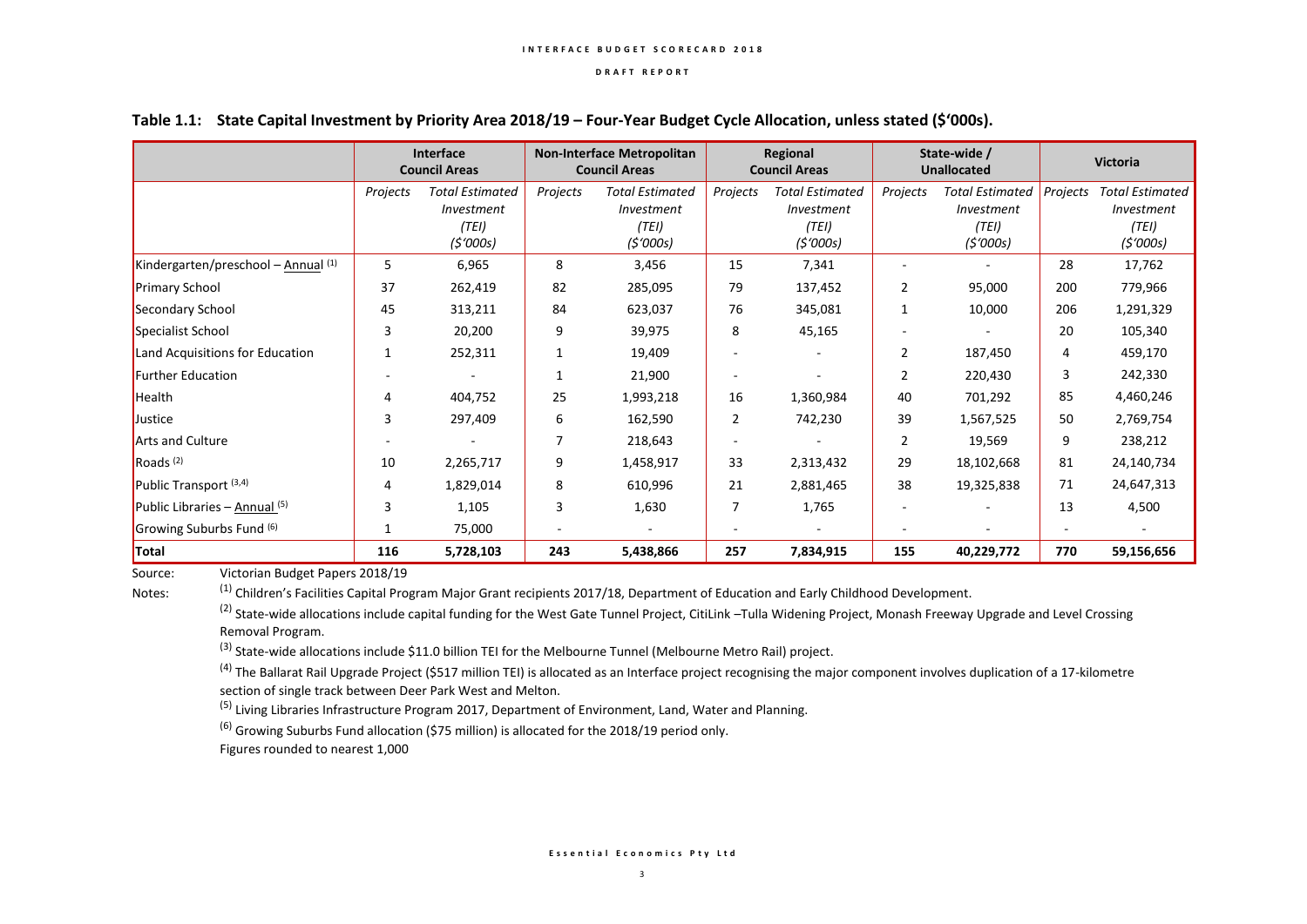**Table 1.1: State Capital Investment by Priority Area 2018/19 – Four-Year Budget Cycle Allocation, unless stated ($'000s).**

| | Interface Council Areas | | Non-Interface Metropolitan Council Areas | | Regional Council Areas | | State-wide / Unallocated | | Victoria | |
|---|---|---|---|---|---|---|---|---|---|---|
| | *Projects* | *Total Estimated Investment (TEI) ($'000s)* | *Projects* | *Total Estimated Investment (TEI) ($'000s)* | *Projects* | *Total Estimated Investment (TEI) ($'000s)* | *Projects* | *Total Estimated Investment (TEI) ($'000s)* | *Projects* | *Total Estimated Investment (TEI) ($'000s)* |
| Kindergarten/preschool – Annual [1] | 5 | 6,965 | 8 | 3,456 | 15 | 7,341 | - | - | 28 | 17,762 |
| Primary School | 37 | 262,419 | 82 | 285,095 | 79 | 137,452 | 2 | 95,000 | 200 | 779,966 |
| Secondary School | 45 | 313,211 | 84 | 623,037 | 76 | 345,081 | 1 | 10,000 | 206 | 1,291,329 |
| Specialist School | 3 | 20,200 | 9 | 39,975 | 8 | 45,165 | - | - | 20 | 105,340 |
| Land Acquisitions for Education | 1 | 252,311 | 1 | 19,409 | - | - | 2 | 187,450 | 4 | 459,170 |
| Further Education | - | - | 1 | 21,900 | - | - | 2 | 220,430 | 3 | 242,330 |
| Health | 4 | 404,752 | 25 | 1,993,218 | 16 | 1,360,984 | 40 | 701,292 | 85 | 4,460,246 |
| Justice | 3 | 297,409 | 6 | 162,590 | 2 | 742,230 | 39 | 1,567,525 | 50 | 2,769,754 |
| Arts and Culture | - | - | 7 | 218,643 | - | - | 2 | 19,569 | 9 | 238,212 |
| Roads [2] | 10 | 2,265,717 | 9 | 1,458,917 | 33 | 2,313,432 | 29 | 18,102,668 | 81 | 24,140,734 |
| Public Transport [3,4] | 4 | 1,829,014 | 8 | 610,996 | 21 | 2,881,465 | 38 | 19,325,838 | 71 | 24,647,313 |
| Public Libraries – Annual [5] | 3 | 1,105 | 3 | 1,630 | 7 | 1,765 | - | - | 13 | 4,500 |
| Growing Suburbs Fund [6] | 1 | 75,000 | - | - | - | - | - | - | - | - |
| **Total** | **116** | **5,728,103** | **243** | **5,438,866** | **257** | **7,834,915** | **155** | **40,229,772** | **770** | **59,156,656** |

Source: Victorian Budget Papers 2018/19

Notes: [1] Children's Facilities Capital Program Major Grant recipients 2017/18, Department of Education and Early Childhood Development.

[2] State-wide allocations include capital funding for the West Gate Tunnel Project, CitiLink –Tulla Widening Project, Monash Freeway Upgrade and Level Crossing Removal Program.

[3] State-wide allocations include $11.0 billion TEI for the Melbourne Tunnel (Melbourne Metro Rail) project.

[4] The Ballarat Rail Upgrade Project ($517 million TEI) is allocated as an Interface project recognising the major component involves duplication of a 17-kilometre section of single track between Deer Park West and Melton.

[5] Living Libraries Infrastructure Program 2017, Department of Environment, Land, Water and Planning.

[6] Growing Suburbs Fund allocation ($75 million) is allocated for the 2018/19 period only.

Figures rounded to nearest 1,000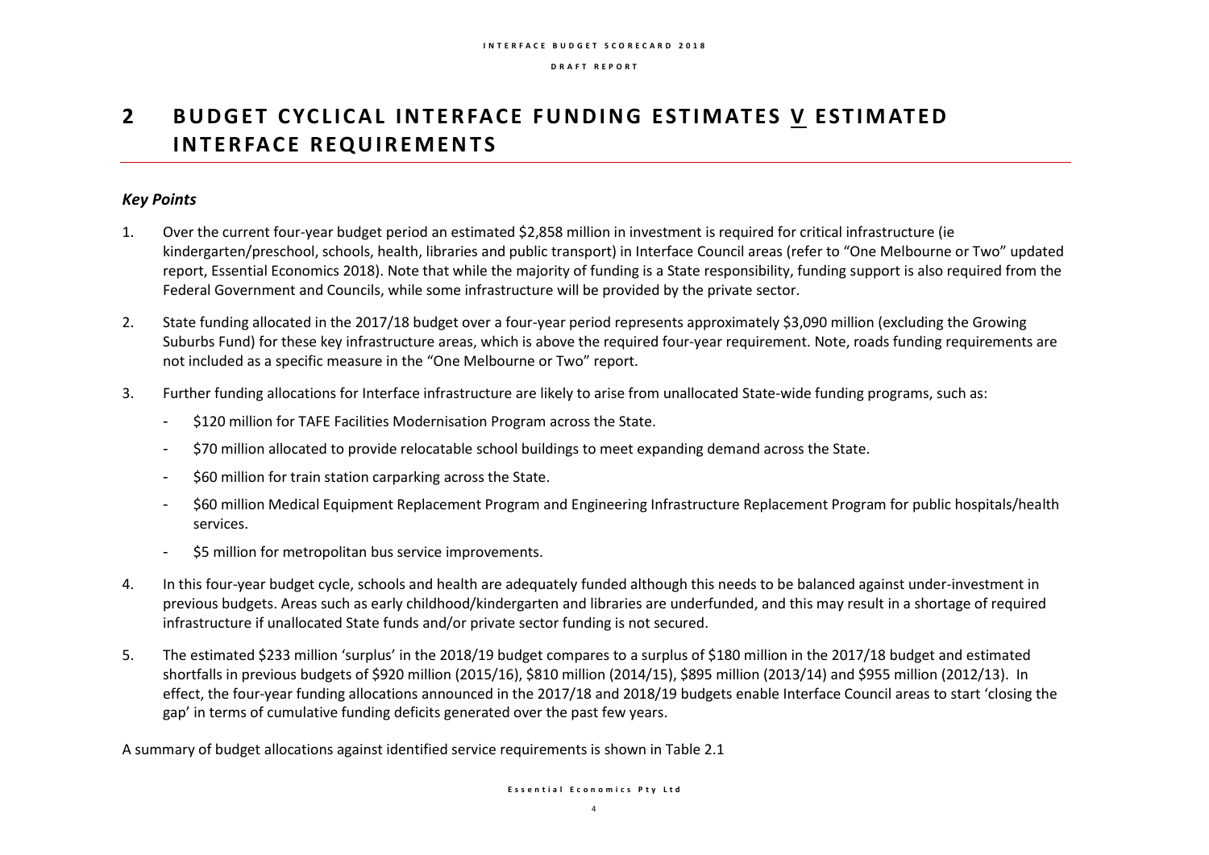# 2 BUDGET CYCLICAL INTERFACE FUNDING ESTIMATES V ESTIMATED INTERFACE REQUIREMENTS

### *Key Points*

1. Over the current four-year budget period an estimated $2,858 million in investment is required for critical infrastructure (ie kindergarten/preschool, schools, health, libraries and public transport) in Interface Council areas (refer to "One Melbourne or Two" updated report, Essential Economics 2018). Note that while the majority of funding is a State responsibility, funding support is also required from the Federal Government and Councils, while some infrastructure will be provided by the private sector.

2. State funding allocated in the 2017/18 budget over a four-year period represents approximately $3,090 million (excluding the Growing Suburbs Fund) for these key infrastructure areas, which is above the required four-year requirement. Note, roads funding requirements are not included as a specific measure in the "One Melbourne or Two" report.

3. Further funding allocations for Interface infrastructure are likely to arise from unallocated State-wide funding programs, such as:
   - $120 million for TAFE Facilities Modernisation Program across the State.
   - $70 million allocated to provide relocatable school buildings to meet expanding demand across the State.
   - $60 million for train station carparking across the State.
   - $60 million Medical Equipment Replacement Program and Engineering Infrastructure Replacement Program for public hospitals/health services.
   - $5 million for metropolitan bus service improvements.

4. In this four-year budget cycle, schools and health are adequately funded although this needs to be balanced against under-investment in previous budgets. Areas such as early childhood/kindergarten and libraries are underfunded, and this may result in a shortage of required infrastructure if unallocated State funds and/or private sector funding is not secured.

5. The estimated $233 million 'surplus' in the 2018/19 budget compares to a surplus of $180 million in the 2017/18 budget and estimated shortfalls in previous budgets of $920 million (2015/16), $810 million (2014/15), $895 million (2013/14) and $955 million (2012/13). In effect, the four-year funding allocations announced in the 2017/18 and 2018/19 budgets enable Interface Council areas to start 'closing the gap' in terms of cumulative funding deficits generated over the past few years.

A summary of budget allocations against identified service requirements is shown in Table 2.1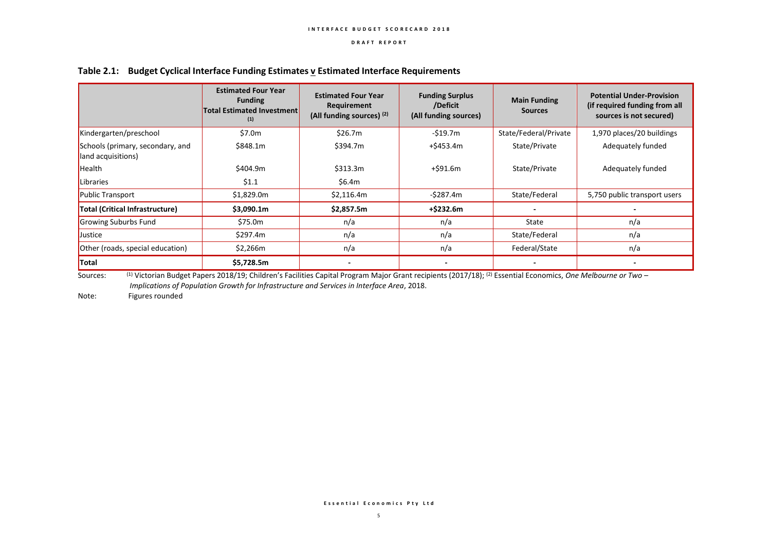### Table 2.1: Budget Cyclical Interface Funding Estimates v Estimated Interface Requirements

| | Estimated Four Year Funding Total Estimated Investment [1] | Estimated Four Year Requirement (All funding sources) [2] | Funding Surplus /Deficit (All funding sources) | Main Funding Sources | Potential Under-Provision (if required funding from all sources is not secured) |
|---|---|---|---|---|---|
| Kindergarten/preschool | $7.0m | $26.7m | -$19.7m | State/Federal/Private | 1,970 places/20 buildings |
| Schools (primary, secondary, and land acquisitions) | $848.1m | $394.7m | +$453.4m | State/Private | Adequately funded |
| Health | $404.9m | $313.3m | +$91.6m | State/Private | Adequately funded |
| Libraries | $1.1 | $6.4m | | | |
| Public Transport | $1,829.0m | $2,116.4m | -$287.4m | State/Federal | 5,750 public transport users |
| **Total (Critical Infrastructure)** | **$3,090.1m** | **$2,857.5m** | **+$232.6m** | - | - |
| Growing Suburbs Fund | $75.0m | n/a | n/a | State | n/a |
| Justice | $297.4m | n/a | n/a | State/Federal | n/a |
| Other (roads, special education) | $2,266m | n/a | n/a | Federal/State | n/a |
| **Total** | **$5,728.5m** | - | - | - | - |

Sources: [1] Victorian Budget Papers 2018/19; Children's Facilities Capital Program Major Grant recipients (2017/18); [2] Essential Economics, *One Melbourne or Two – Implications of Population Growth for Infrastructure and Services in Interface Area*, 2018.

Note: Figures rounded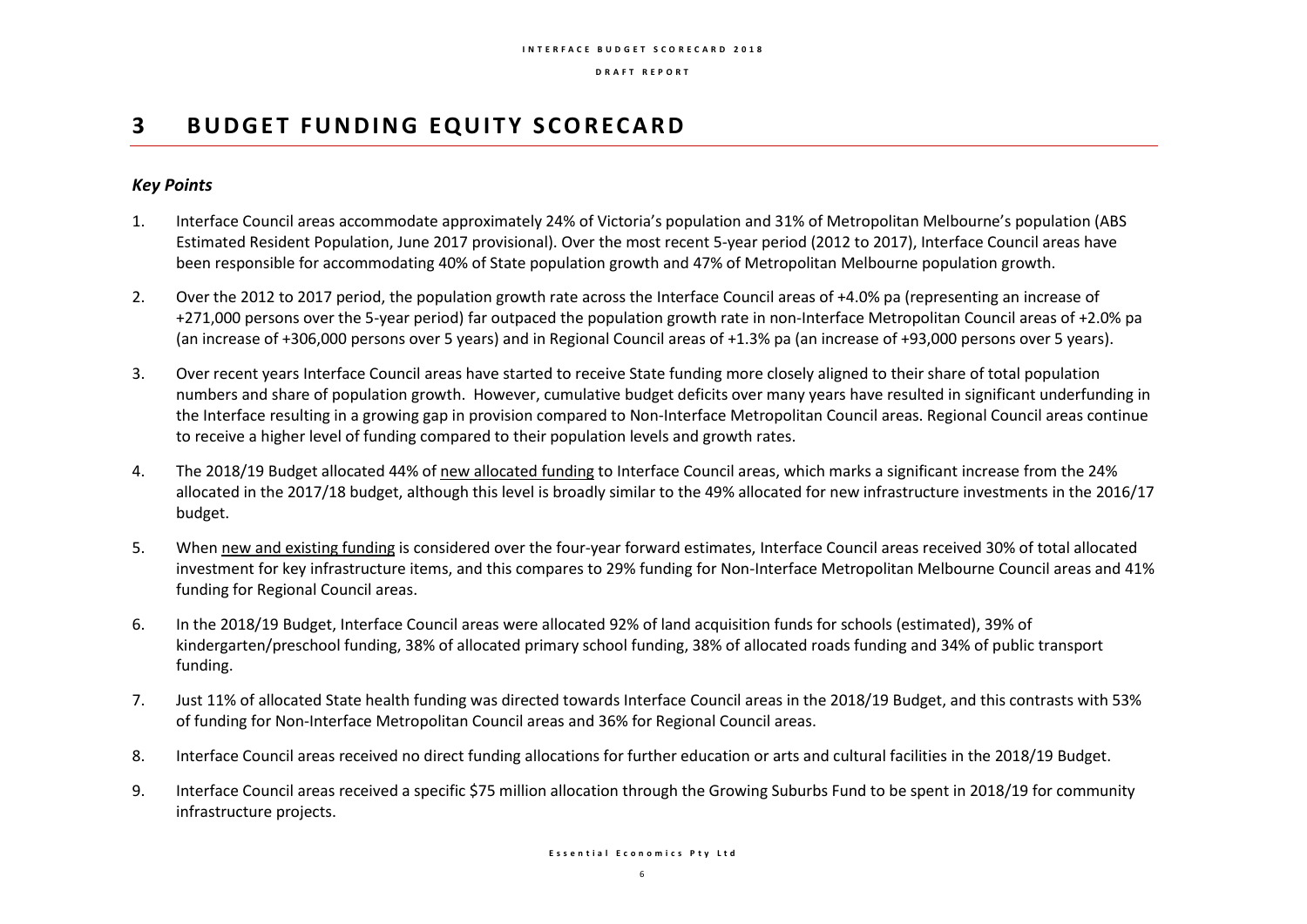# 3 BUDGET FUNDING EQUITY SCORECARD

### *Key Points*

1. Interface Council areas accommodate approximately 24% of Victoria's population and 31% of Metropolitan Melbourne's population (ABS Estimated Resident Population, June 2017 provisional). Over the most recent 5-year period (2012 to 2017), Interface Council areas have been responsible for accommodating 40% of State population growth and 47% of Metropolitan Melbourne population growth.

2. Over the 2012 to 2017 period, the population growth rate across the Interface Council areas of +4.0% pa (representing an increase of +271,000 persons over the 5-year period) far outpaced the population growth rate in non-Interface Metropolitan Council areas of +2.0% pa (an increase of +306,000 persons over 5 years) and in Regional Council areas of +1.3% pa (an increase of +93,000 persons over 5 years).

3. Over recent years Interface Council areas have started to receive State funding more closely aligned to their share of total population numbers and share of population growth. However, cumulative budget deficits over many years have resulted in significant underfunding in the Interface resulting in a growing gap in provision compared to Non-Interface Metropolitan Council areas. Regional Council areas continue to receive a higher level of funding compared to their population levels and growth rates.

4. The 2018/19 Budget allocated 44% of new allocated funding to Interface Council areas, which marks a significant increase from the 24% allocated in the 2017/18 budget, although this level is broadly similar to the 49% allocated for new infrastructure investments in the 2016/17 budget.

5. When new and existing funding is considered over the four-year forward estimates, Interface Council areas received 30% of total allocated investment for key infrastructure items, and this compares to 29% funding for Non-Interface Metropolitan Melbourne Council areas and 41% funding for Regional Council areas.

6. In the 2018/19 Budget, Interface Council areas were allocated 92% of land acquisition funds for schools (estimated), 39% of kindergarten/preschool funding, 38% of allocated primary school funding, 38% of allocated roads funding and 34% of public transport funding.

7. Just 11% of allocated State health funding was directed towards Interface Council areas in the 2018/19 Budget, and this contrasts with 53% of funding for Non-Interface Metropolitan Council areas and 36% for Regional Council areas.

8. Interface Council areas received no direct funding allocations for further education or arts and cultural facilities in the 2018/19 Budget.

9. Interface Council areas received a specific $75 million allocation through the Growing Suburbs Fund to be spent in 2018/19 for community infrastructure projects.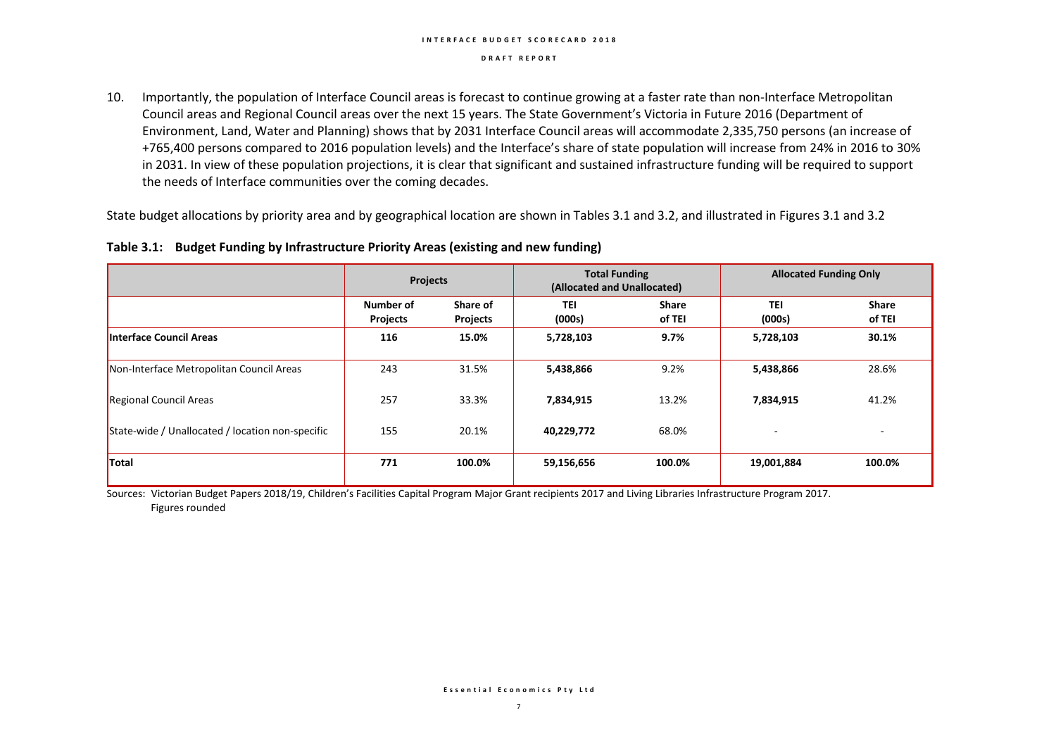10. Importantly, the population of Interface Council areas is forecast to continue growing at a faster rate than non-Interface Metropolitan Council areas and Regional Council areas over the next 15 years. The State Government's Victoria in Future 2016 (Department of Environment, Land, Water and Planning) shows that by 2031 Interface Council areas will accommodate 2,335,750 persons (an increase of +765,400 persons compared to 2016 population levels) and the Interface's share of state population will increase from 24% in 2016 to 30% in 2031. In view of these population projections, it is clear that significant and sustained infrastructure funding will be required to support the needs of Interface communities over the coming decades.

State budget allocations by priority area and by geographical location are shown in Tables 3.1 and 3.2, and illustrated in Figures 3.1 and 3.2

**Table 3.1: Budget Funding by Infrastructure Priority Areas (existing and new funding)**

| | Projects | | Total Funding (Allocated and Unallocated) | | Allocated Funding Only | |
|---|---|---|---|---|---|---|
| | Number of Projects | Share of Projects | TEI (000s) | Share of TEI | TEI (000s) | Share of TEI |
| **Interface Council Areas** | **116** | **15.0%** | **5,728,103** | **9.7%** | **5,728,103** | **30.1%** |
| Non-Interface Metropolitan Council Areas | 243 | 31.5% | **5,438,866** | 9.2% | **5,438,866** | 28.6% |
| Regional Council Areas | 257 | 33.3% | **7,834,915** | 13.2% | **7,834,915** | 41.2% |
| State-wide / Unallocated / location non-specific | 155 | 20.1% | **40,229,772** | 68.0% | - | - |
| **Total** | **771** | **100.0%** | **59,156,656** | **100.0%** | **19,001,884** | **100.0%** |

Sources: Victorian Budget Papers 2018/19, Children's Facilities Capital Program Major Grant recipients 2017 and Living Libraries Infrastructure Program 2017.
Figures rounded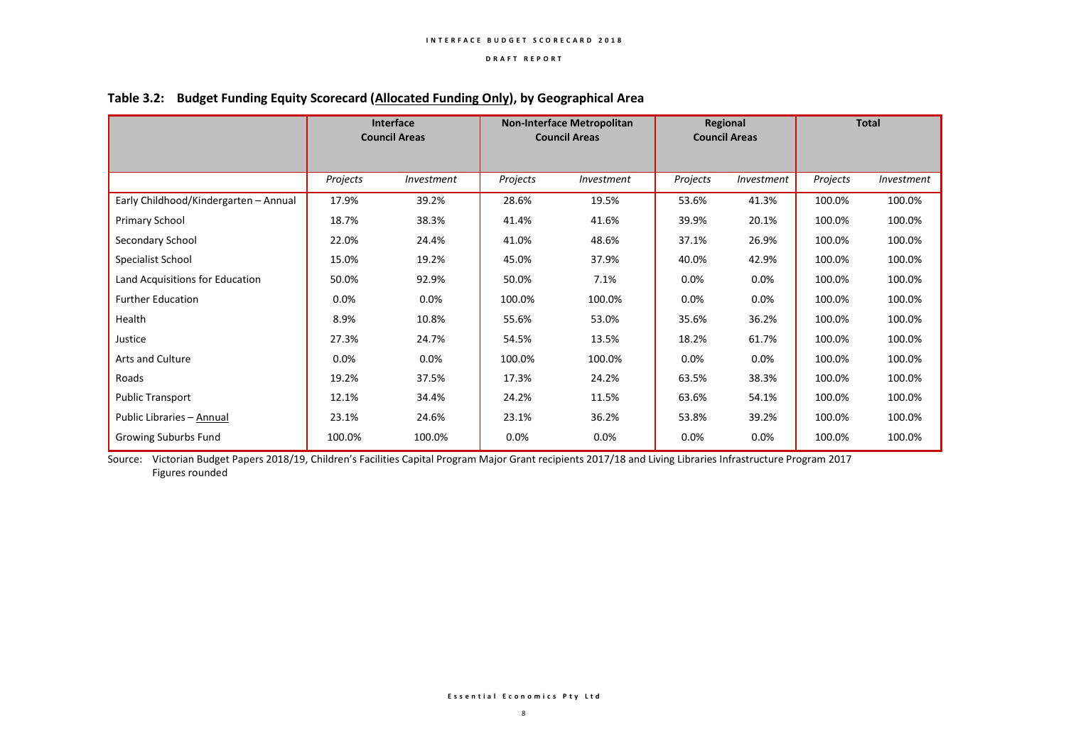## Table 3.2: Budget Funding Equity Scorecard (Allocated Funding Only), by Geographical Area

| | Interface Council Areas | | Non-Interface Metropolitan Council Areas | | Regional Council Areas | | Total | |
|---|---|---|---|---|---|---|---|---|
| | *Projects* | *Investment* | *Projects* | *Investment* | *Projects* | *Investment* | *Projects* | *Investment* |
| Early Childhood/Kindergarten – Annual | 17.9% | 39.2% | 28.6% | 19.5% | 53.6% | 41.3% | 100.0% | 100.0% |
| Primary School | 18.7% | 38.3% | 41.4% | 41.6% | 39.9% | 20.1% | 100.0% | 100.0% |
| Secondary School | 22.0% | 24.4% | 41.0% | 48.6% | 37.1% | 26.9% | 100.0% | 100.0% |
| Specialist School | 15.0% | 19.2% | 45.0% | 37.9% | 40.0% | 42.9% | 100.0% | 100.0% |
| Land Acquisitions for Education | 50.0% | 92.9% | 50.0% | 7.1% | 0.0% | 0.0% | 100.0% | 100.0% |
| Further Education | 0.0% | 0.0% | 100.0% | 100.0% | 0.0% | 0.0% | 100.0% | 100.0% |
| Health | 8.9% | 10.8% | 55.6% | 53.0% | 35.6% | 36.2% | 100.0% | 100.0% |
| Justice | 27.3% | 24.7% | 54.5% | 13.5% | 18.2% | 61.7% | 100.0% | 100.0% |
| Arts and Culture | 0.0% | 0.0% | 100.0% | 100.0% | 0.0% | 0.0% | 100.0% | 100.0% |
| Roads | 19.2% | 37.5% | 17.3% | 24.2% | 63.5% | 38.3% | 100.0% | 100.0% |
| Public Transport | 12.1% | 34.4% | 24.2% | 11.5% | 63.6% | 54.1% | 100.0% | 100.0% |
| Public Libraries – Annual | 23.1% | 24.6% | 23.1% | 36.2% | 53.8% | 39.2% | 100.0% | 100.0% |
| Growing Suburbs Fund | 100.0% | 100.0% | 0.0% | 0.0% | 0.0% | 0.0% | 100.0% | 100.0% |

Source: Victorian Budget Papers 2018/19, Children's Facilities Capital Program Major Grant recipients 2017/18 and Living Libraries Infrastructure Program 2017
Figures rounded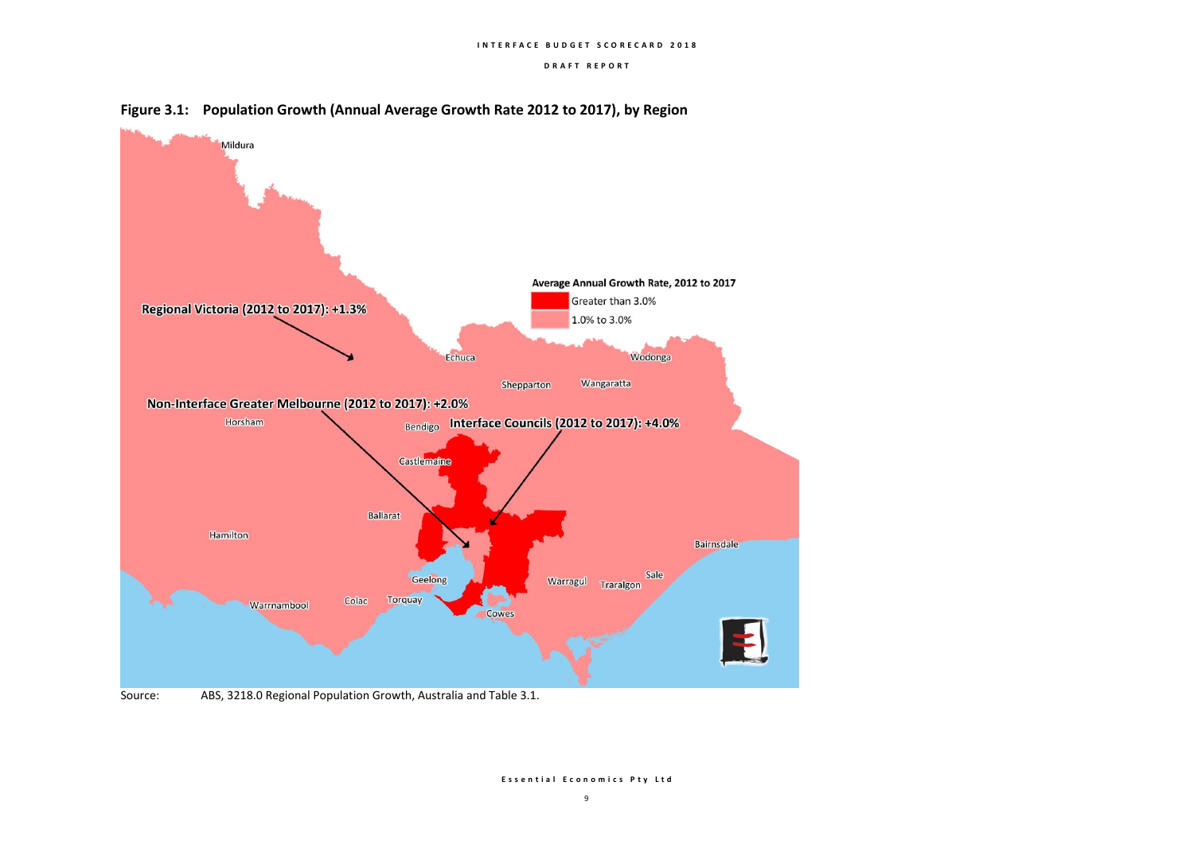**Figure 3.1: Population Growth (Annual Average Growth Rate 2012 to 2017), by Region**

Source: ABS, 3218.0 Regional Population Growth, Australia and Table 3.1.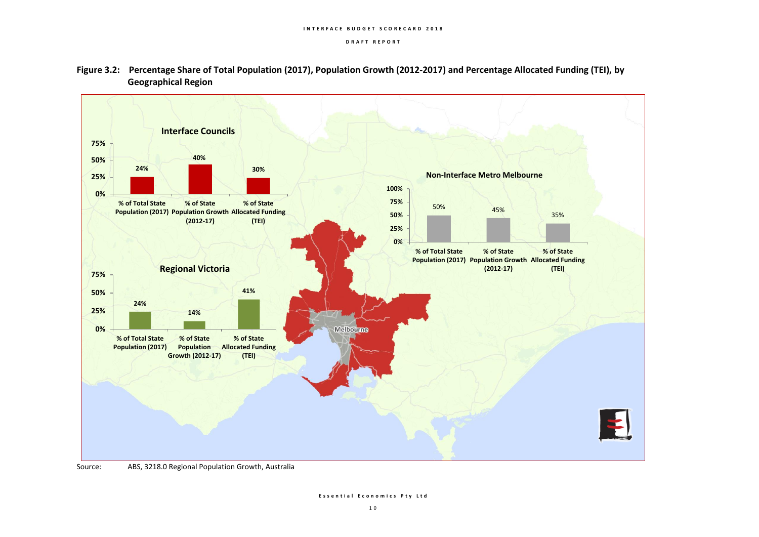**Figure 3.2: Percentage Share of Total Population (2017), Population Growth (2012-2017) and Percentage Allocated Funding (TEI), by Geographical Region**

| Region | % of Total State Population (2017) | % of State Population Growth (2012-17) | % of State Allocated Funding (TEI) |
|---|---|---|---|
| Interface Councils | 24% | 40% | 30% |
| Non-Interface Metro Melbourne | 50% | 45% | 35% |
| Regional Victoria | 24% | 14% | 41% |

Source: ABS, 3218.0 Regional Population Growth, Australia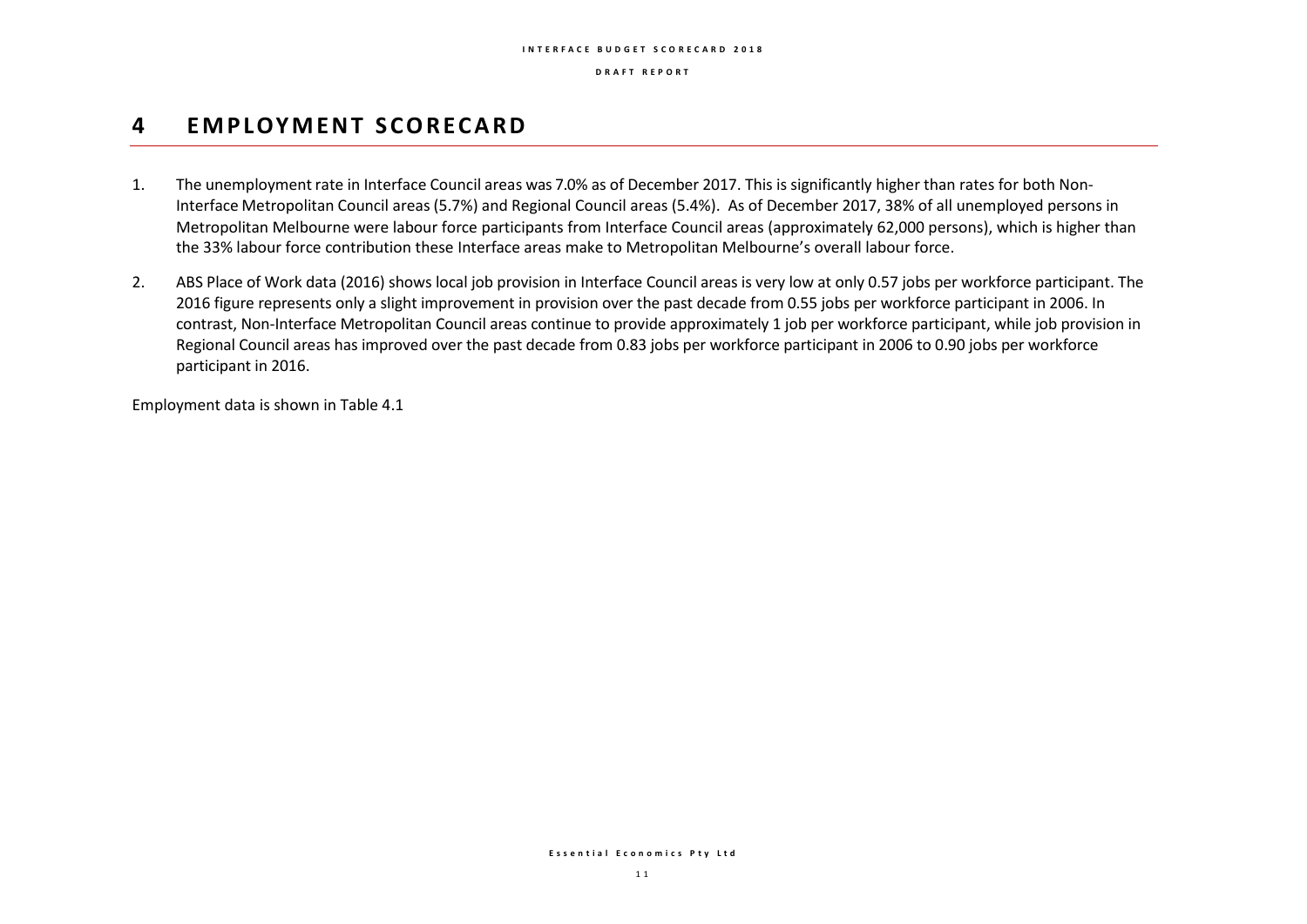# 4 EMPLOYMENT SCORECARD

1. The unemployment rate in Interface Council areas was 7.0% as of December 2017. This is significantly higher than rates for both Non-Interface Metropolitan Council areas (5.7%) and Regional Council areas (5.4%). As of December 2017, 38% of all unemployed persons in Metropolitan Melbourne were labour force participants from Interface Council areas (approximately 62,000 persons), which is higher than the 33% labour force contribution these Interface areas make to Metropolitan Melbourne's overall labour force.

2. ABS Place of Work data (2016) shows local job provision in Interface Council areas is very low at only 0.57 jobs per workforce participant. The 2016 figure represents only a slight improvement in provision over the past decade from 0.55 jobs per workforce participant in 2006. In contrast, Non-Interface Metropolitan Council areas continue to provide approximately 1 job per workforce participant, while job provision in Regional Council areas has improved over the past decade from 0.83 jobs per workforce participant in 2006 to 0.90 jobs per workforce participant in 2016.

Employment data is shown in Table 4.1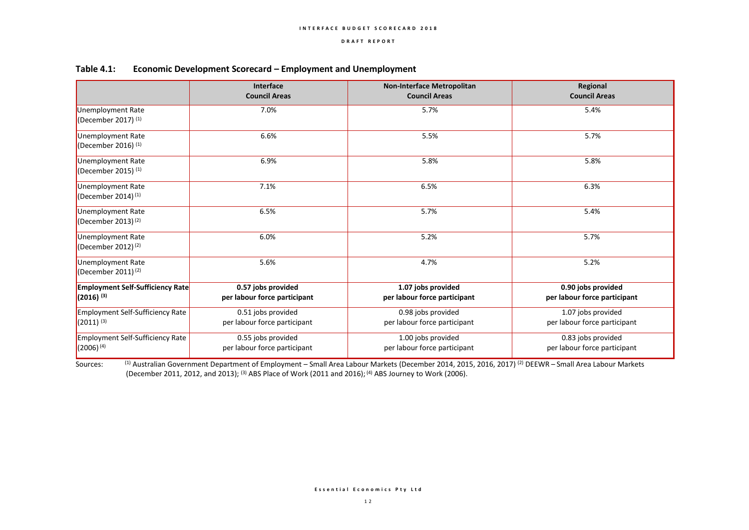### Table 4.1: Economic Development Scorecard – Employment and Unemployment

| | Interface Council Areas | Non-Interface Metropolitan Council Areas | Regional Council Areas |
|---|---|---|---|
| Unemployment Rate (December 2017) [(1)] | 7.0% | 5.7% | 5.4% |
| Unemployment Rate (December 2016) [(1)] | 6.6% | 5.5% | 5.7% |
| Unemployment Rate (December 2015) [(1)] | 6.9% | 5.8% | 5.8% |
| Unemployment Rate (December 2014) [(1)] | 7.1% | 6.5% | 6.3% |
| Unemployment Rate (December 2013) [(2)] | 6.5% | 5.7% | 5.4% |
| Unemployment Rate (December 2012) [(2)] | 6.0% | 5.2% | 5.7% |
| Unemployment Rate (December 2011) [(2)] | 5.6% | 4.7% | 5.2% |
| **Employment Self-Sufficiency Rate (2016) [(3)]** | **0.57 jobs provided per labour force participant** | **1.07 jobs provided per labour force participant** | **0.90 jobs provided per labour force participant** |
| Employment Self-Sufficiency Rate (2011) [(3)] | 0.51 jobs provided per labour force participant | 0.98 jobs provided per labour force participant | 1.07 jobs provided per labour force participant |
| Employment Self-Sufficiency Rate (2006) [(4)] | 0.55 jobs provided per labour force participant | 1.00 jobs provided per labour force participant | 0.83 jobs provided per labour force participant |

Sources: [(1)] Australian Government Department of Employment – Small Area Labour Markets (December 2014, 2015, 2016, 2017) [(2)] DEEWR – Small Area Labour Markets (December 2011, 2012, and 2013); [(3)] ABS Place of Work (2011 and 2016); [(4)] ABS Journey to Work (2006).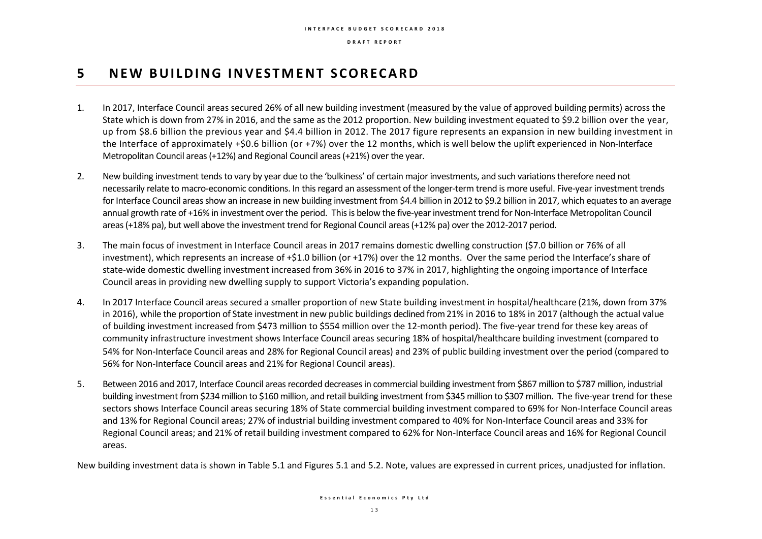# 5 NEW BUILDING INVESTMENT SCORECARD

1. In 2017, Interface Council areas secured 26% of all new building investment (measured by the value of approved building permits) across the State which is down from 27% in 2016, and the same as the 2012 proportion. New building investment equated to $9.2 billion over the year, up from $8.6 billion the previous year and $4.4 billion in 2012. The 2017 figure represents an expansion in new building investment in the Interface of approximately +$0.6 billion (or +7%) over the 12 months, which is well below the uplift experienced in Non-Interface Metropolitan Council areas (+12%) and Regional Council areas (+21%) over the year.

2. New building investment tends to vary by year due to the 'bulkiness' of certain major investments, and such variations therefore need not necessarily relate to macro-economic conditions. In this regard an assessment of the longer-term trend is more useful. Five-year investment trends for Interface Council areas show an increase in new building investment from $4.4 billion in 2012 to $9.2 billion in 2017, which equates to an average annual growth rate of +16% in investment over the period. This is below the five-year investment trend for Non-Interface Metropolitan Council areas (+18% pa), but well above the investment trend for Regional Council areas (+12% pa) over the 2012-2017 period.

3. The main focus of investment in Interface Council areas in 2017 remains domestic dwelling construction ($7.0 billion or 76% of all investment), which represents an increase of +$1.0 billion (or +17%) over the 12 months. Over the same period the Interface's share of state-wide domestic dwelling investment increased from 36% in 2016 to 37% in 2017, highlighting the ongoing importance of Interface Council areas in providing new dwelling supply to support Victoria's expanding population.

4. In 2017 Interface Council areas secured a smaller proportion of new State building investment in hospital/healthcare (21%, down from 37% in 2016), while the proportion of State investment in new public buildings declined from 21% in 2016 to 18% in 2017 (although the actual value of building investment increased from $473 million to $554 million over the 12-month period). The five-year trend for these key areas of community infrastructure investment shows Interface Council areas securing 18% of hospital/healthcare building investment (compared to 54% for Non-Interface Council areas and 28% for Regional Council areas) and 23% of public building investment over the period (compared to 56% for Non-Interface Council areas and 21% for Regional Council areas).

5. Between 2016 and 2017, Interface Council areas recorded decreases in commercial building investment from $867 million to $787 million, industrial building investment from $234 million to $160 million, and retail building investment from $345 million to $307 million. The five-year trend for these sectors shows Interface Council areas securing 18% of State commercial building investment compared to 69% for Non-Interface Council areas and 13% for Regional Council areas; 27% of industrial building investment compared to 40% for Non-Interface Council areas and 33% for Regional Council areas; and 21% of retail building investment compared to 62% for Non-Interface Council areas and 16% for Regional Council areas.

New building investment data is shown in Table 5.1 and Figures 5.1 and 5.2. Note, values are expressed in current prices, unadjusted for inflation.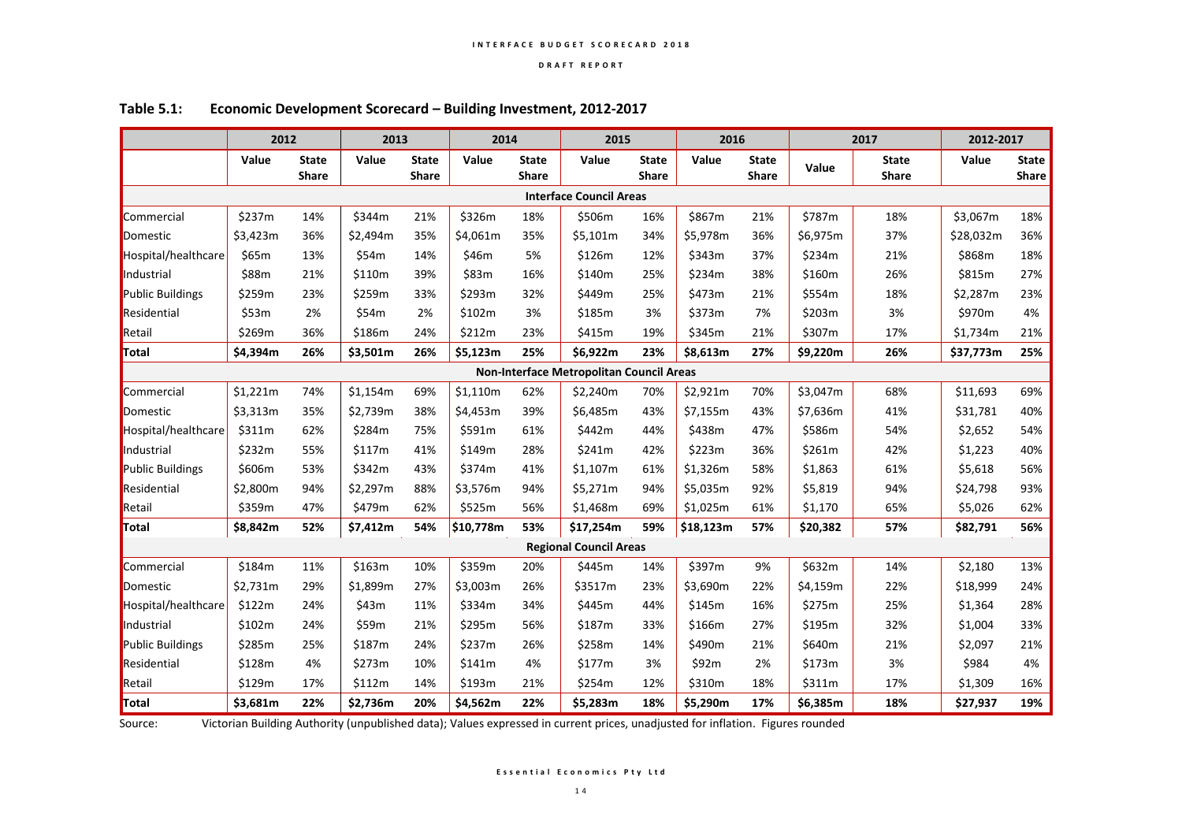**Table 5.1: Economic Development Scorecard – Building Investment, 2012-2017**

| | 2012 | | 2013 | | 2014 | | 2015 | | 2016 | | 2017 | | 2012-2017 | |
|---|---|---|---|---|---|---|---|---|---|---|---|---|---|---|
| | Value | State Share | Value | State Share | Value | State Share | Value | State Share | Value | State Share | Value | State Share | Value | State Share |
| **Interface Council Areas** | | | | | | | | | | | | | | |
| Commercial | $237m | 14% | $344m | 21% | $326m | 18% | $506m | 16% | $867m | 21% | $787m | 18% | $3,067m | 18% |
| Domestic | $3,423m | 36% | $2,494m | 35% | $4,061m | 35% | $5,101m | 34% | $5,978m | 36% | $6,975m | 37% | $28,032m | 36% |
| Hospital/healthcare | $65m | 13% | $54m | 14% | $46m | 5% | $126m | 12% | $343m | 37% | $234m | 21% | $868m | 18% |
| Industrial | $88m | 21% | $110m | 39% | $83m | 16% | $140m | 25% | $234m | 38% | $160m | 26% | $815m | 27% |
| Public Buildings | $259m | 23% | $259m | 33% | $293m | 32% | $449m | 25% | $473m | 21% | $554m | 18% | $2,287m | 23% |
| Residential | $53m | 2% | $54m | 2% | $102m | 3% | $185m | 3% | $373m | 7% | $203m | 3% | $970m | 4% |
| Retail | $269m | 36% | $186m | 24% | $212m | 23% | $415m | 19% | $345m | 21% | $307m | 17% | $1,734m | 21% |
| **Total** | **$4,394m** | **26%** | **$3,501m** | **26%** | **$5,123m** | **25%** | **$6,922m** | **23%** | **$8,613m** | **27%** | **$9,220m** | **26%** | **$37,773m** | **25%** |
| **Non-Interface Metropolitan Council Areas** | | | | | | | | | | | | | | |
| Commercial | $1,221m | 74% | $1,154m | 69% | $1,110m | 62% | $2,240m | 70% | $2,921m | 70% | $3,047m | 68% | $11,693 | 69% |
| Domestic | $3,313m | 35% | $2,739m | 38% | $4,453m | 39% | $6,485m | 43% | $7,155m | 43% | $7,636m | 41% | $31,781 | 40% |
| Hospital/healthcare | $311m | 62% | $284m | 75% | $591m | 61% | $442m | 44% | $438m | 47% | $586m | 54% | $2,652 | 54% |
| Industrial | $232m | 55% | $117m | 41% | $149m | 28% | $241m | 42% | $223m | 36% | $261m | 42% | $1,223 | 40% |
| Public Buildings | $606m | 53% | $342m | 43% | $374m | 41% | $1,107m | 61% | $1,326m | 58% | $1,863 | 61% | $5,618 | 56% |
| Residential | $2,800m | 94% | $2,297m | 88% | $3,576m | 94% | $5,271m | 94% | $5,035m | 92% | $5,819 | 94% | $24,798 | 93% |
| Retail | $359m | 47% | $479m | 62% | $525m | 56% | $1,468m | 69% | $1,025m | 61% | $1,170 | 65% | $5,026 | 62% |
| **Total** | **$8,842m** | **52%** | **$7,412m** | **54%** | **$10,778m** | **53%** | **$17,254m** | **59%** | **$18,123m** | **57%** | **$20,382** | **57%** | **$82,791** | **56%** |
| **Regional Council Areas** | | | | | | | | | | | | | | |
| Commercial | $184m | 11% | $163m | 10% | $359m | 20% | $445m | 14% | $397m | 9% | $632m | 14% | $2,180 | 13% |
| Domestic | $2,731m | 29% | $1,899m | 27% | $3,003m | 26% | $3517m | 23% | $3,690m | 22% | $4,159m | 22% | $18,999 | 24% |
| Hospital/healthcare | $122m | 24% | $43m | 11% | $334m | 34% | $445m | 44% | $145m | 16% | $275m | 25% | $1,364 | 28% |
| Industrial | $102m | 24% | $59m | 21% | $295m | 56% | $187m | 33% | $166m | 27% | $195m | 32% | $1,004 | 33% |
| Public Buildings | $285m | 25% | $187m | 24% | $237m | 26% | $258m | 14% | $490m | 21% | $640m | 21% | $2,097 | 21% |
| Residential | $128m | 4% | $273m | 10% | $141m | 4% | $177m | 3% | $92m | 2% | $173m | 3% | $984 | 4% |
| Retail | $129m | 17% | $112m | 14% | $193m | 21% | $254m | 12% | $310m | 18% | $311m | 17% | $1,309 | 16% |
| **Total** | **$3,681m** | **22%** | **$2,736m** | **20%** | **$4,562m** | **22%** | **$5,283m** | **18%** | **$5,290m** | **17%** | **$6,385m** | **18%** | **$27,937** | **19%** |

Source: Victorian Building Authority (unpublished data); Values expressed in current prices, unadjusted for inflation. Figures rounded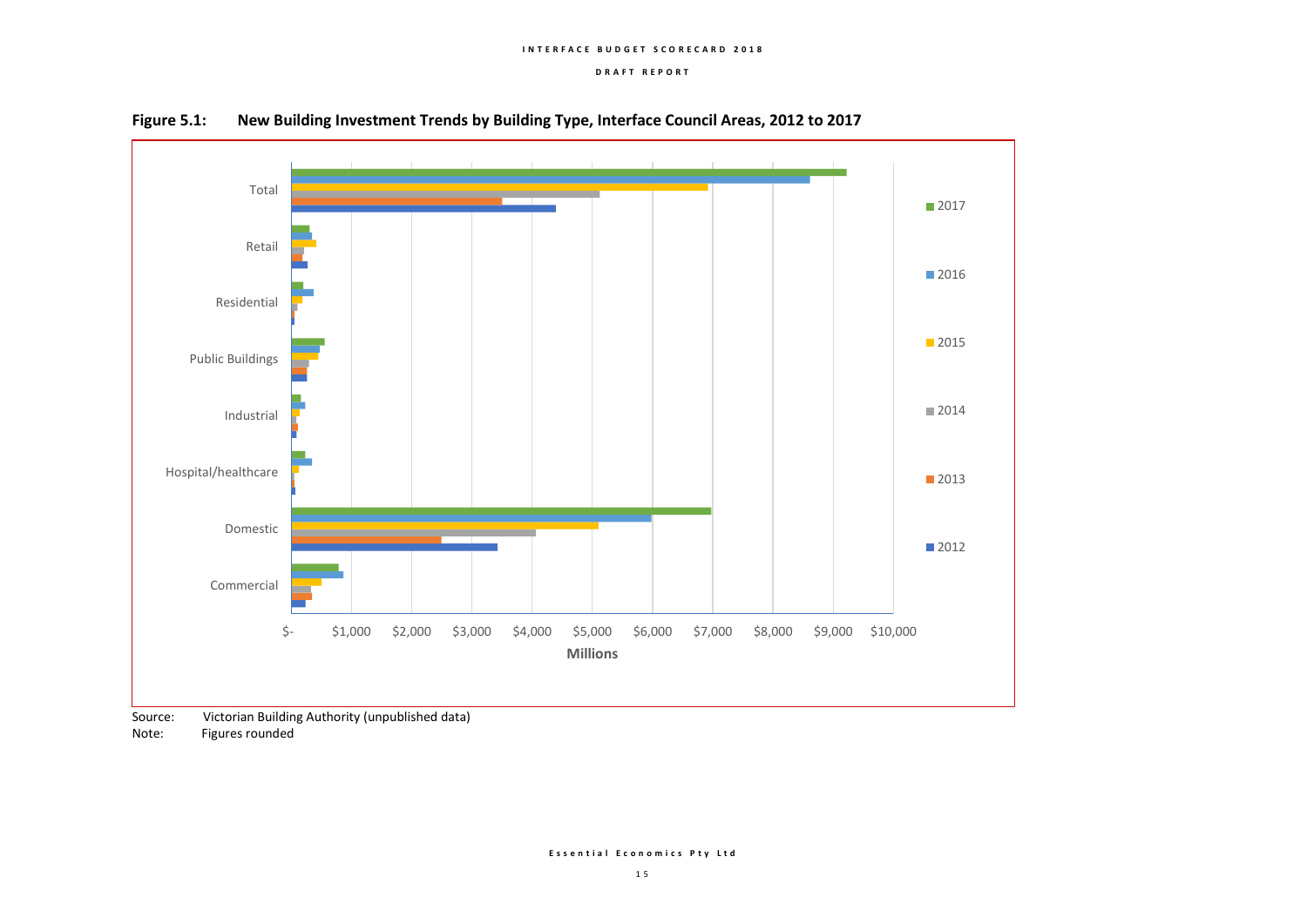**Figure 5.1: New Building Investment Trends by Building Type, Interface Council Areas, 2012 to 2017**

Source: Victorian Building Authority (unpublished data)

Note: Figures rounded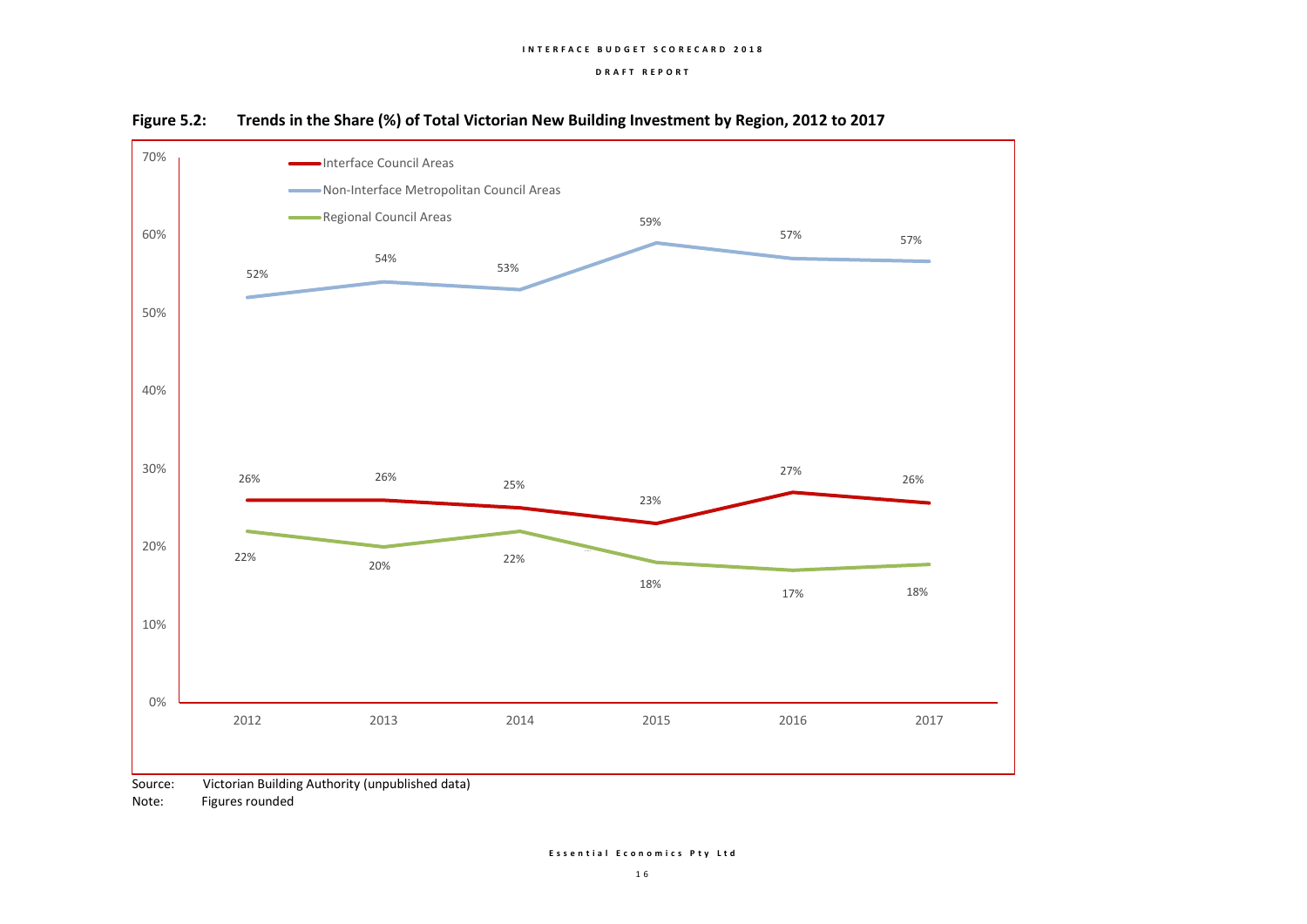**Figure 5.2: Trends in the Share (%) of Total Victorian New Building Investment by Region, 2012 to 2017**

| Region | 2012 | 2013 | 2014 | 2015 | 2016 | 2017 |
|---|---|---|---|---|---|---|
| Interface Council Areas | 26% | 26% | 25% | 23% | 27% | 26% |
| Non-Interface Metropolitan Council Areas | 52% | 54% | 53% | 59% | 57% | 57% |
| Regional Council Areas | 22% | 20% | 22% | 18% | 17% | 18% |

Source: Victorian Building Authority (unpublished data)

Note: Figures rounded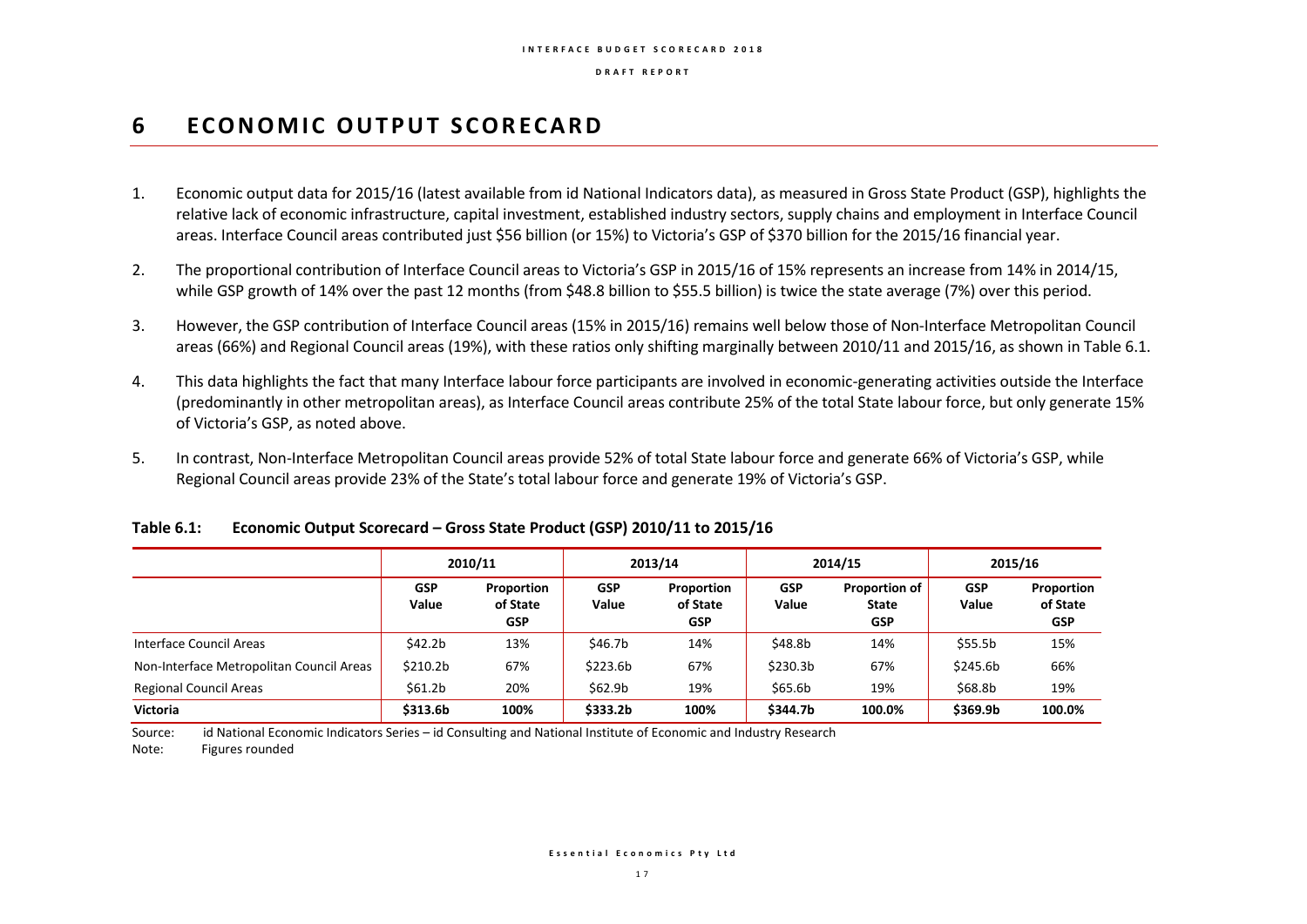# 6 ECONOMIC OUTPUT SCORECARD

1. Economic output data for 2015/16 (latest available from id National Indicators data), as measured in Gross State Product (GSP), highlights the relative lack of economic infrastructure, capital investment, established industry sectors, supply chains and employment in Interface Council areas. Interface Council areas contributed just $56 billion (or 15%) to Victoria's GSP of $370 billion for the 2015/16 financial year.

2. The proportional contribution of Interface Council areas to Victoria's GSP in 2015/16 of 15% represents an increase from 14% in 2014/15, while GSP growth of 14% over the past 12 months (from $48.8 billion to $55.5 billion) is twice the state average (7%) over this period.

3. However, the GSP contribution of Interface Council areas (15% in 2015/16) remains well below those of Non-Interface Metropolitan Council areas (66%) and Regional Council areas (19%), with these ratios only shifting marginally between 2010/11 and 2015/16, as shown in Table 6.1.

4. This data highlights the fact that many Interface labour force participants are involved in economic-generating activities outside the Interface (predominantly in other metropolitan areas), as Interface Council areas contribute 25% of the total State labour force, but only generate 15% of Victoria's GSP, as noted above.

5. In contrast, Non-Interface Metropolitan Council areas provide 52% of total State labour force and generate 66% of Victoria's GSP, while Regional Council areas provide 23% of the State's total labour force and generate 19% of Victoria's GSP.

**Table 6.1: Economic Output Scorecard – Gross State Product (GSP) 2010/11 to 2015/16**

| | 2010/11 | | 2013/14 | | 2014/15 | | 2015/16 | |
|---|---|---|---|---|---|---|---|---|
| | GSP Value | Proportion of State GSP | GSP Value | Proportion of State GSP | GSP Value | Proportion of State GSP | GSP Value | Proportion of State GSP |
| Interface Council Areas | $42.2b | 13% | $46.7b | 14% | $48.8b | 14% | $55.5b | 15% |
| Non-Interface Metropolitan Council Areas | $210.2b | 67% | $223.6b | 67% | $230.3b | 67% | $245.6b | 66% |
| Regional Council Areas | $61.2b | 20% | $62.9b | 19% | $65.6b | 19% | $68.8b | 19% |
| **Victoria** | **$313.6b** | **100%** | **$333.2b** | **100%** | **$344.7b** | **100.0%** | **$369.9b** | **100.0%** |

Source: id National Economic Indicators Series – id Consulting and National Institute of Economic and Industry Research

Note: Figures rounded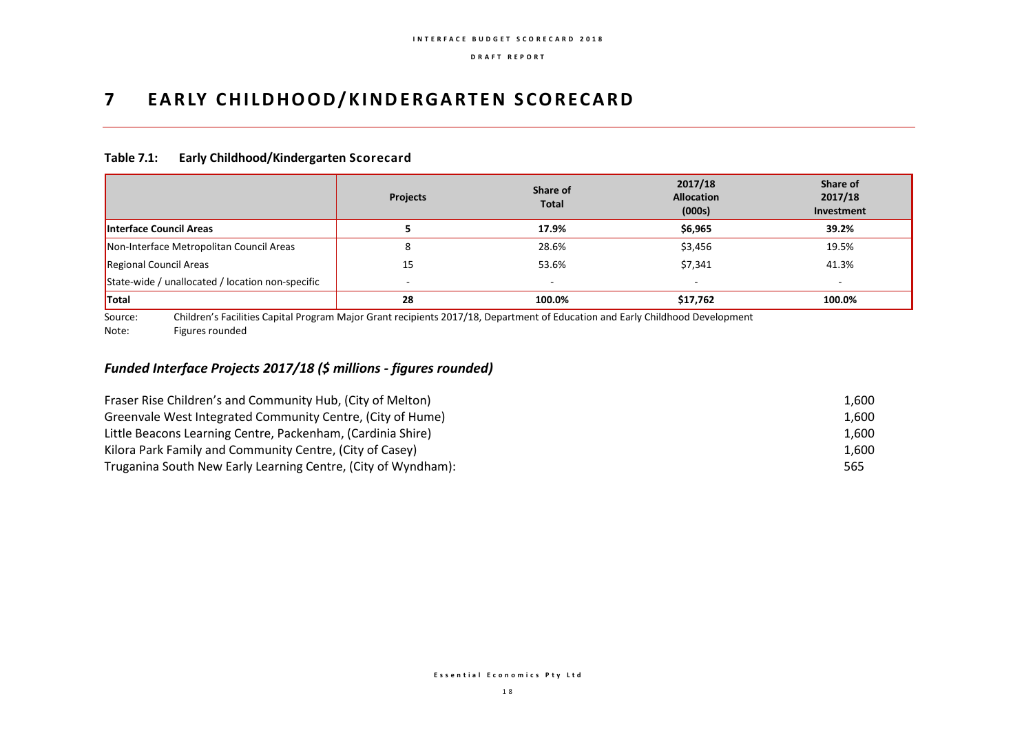# 7 EARLY CHILDHOOD/KINDERGARTEN SCORECARD

**Table 7.1: Early Childhood/Kindergarten Scorecard**

| | Projects | Share of Total | 2017/18 Allocation (000s) | Share of 2017/18 Investment |
|---|---|---|---|---|
| **Interface Council Areas** | **5** | **17.9%** | **$6,965** | **39.2%** |
| Non-Interface Metropolitan Council Areas | 8 | 28.6% | $3,456 | 19.5% |
| Regional Council Areas | 15 | 53.6% | $7,341 | 41.3% |
| State-wide / unallocated / location non-specific | - | - | - | - |
| **Total** | **28** | **100.0%** | **$17,762** | **100.0%** |

Source: Children's Facilities Capital Program Major Grant recipients 2017/18, Department of Education and Early Childhood Development
Note: Figures rounded

### *Funded Interface Projects 2017/18 ($ millions - figures rounded)*

| | |
|---|---|
| Fraser Rise Children's and Community Hub, (City of Melton) | 1,600 |
| Greenvale West Integrated Community Centre, (City of Hume) | 1,600 |
| Little Beacons Learning Centre, Packenham, (Cardinia Shire) | 1,600 |
| Kilora Park Family and Community Centre, (City of Casey) | 1,600 |
| Truganina South New Early Learning Centre, (City of Wyndham): | 565 |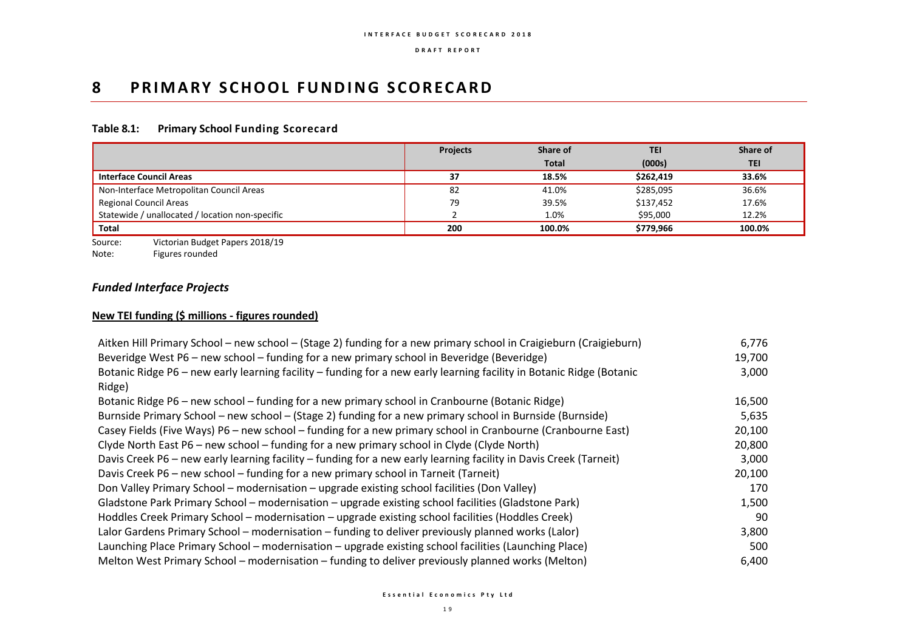# 8 PRIMARY SCHOOL FUNDING SCORECARD

**Table 8.1: Primary School Funding Scorecard**

| | Projects | Share of Total | TEI (000s) | Share of TEI |
|---|---|---|---|---|
| **Interface Council Areas** | **37** | **18.5%** | **$262,419** | **33.6%** |
| Non-Interface Metropolitan Council Areas | 82 | 41.0% | $285,095 | 36.6% |
| Regional Council Areas | 79 | 39.5% | $137,452 | 17.6% |
| Statewide / unallocated / location non-specific | 2 | 1.0% | $95,000 | 12.2% |
| **Total** | **200** | **100.0%** | **$779,966** | **100.0%** |

Source: Victorian Budget Papers 2018/19

Note: Figures rounded

### *Funded Interface Projects*

**New TEI funding ($ millions - figures rounded)**

| Project | TEI |
|---|---|
| Aitken Hill Primary School – new school – (Stage 2) funding for a new primary school in Craigieburn (Craigieburn) | 6,776 |
| Beveridge West P6 – new school – funding for a new primary school in Beveridge (Beveridge) | 19,700 |
| Botanic Ridge P6 – new early learning facility – funding for a new early learning facility in Botanic Ridge (Botanic Ridge) | 3,000 |
| Botanic Ridge P6 – new school – funding for a new primary school in Cranbourne (Botanic Ridge) | 16,500 |
| Burnside Primary School – new school – (Stage 2) funding for a new primary school in Burnside (Burnside) | 5,635 |
| Casey Fields (Five Ways) P6 – new school – funding for a new primary school in Cranbourne (Cranbourne East) | 20,100 |
| Clyde North East P6 – new school – funding for a new primary school in Clyde (Clyde North) | 20,800 |
| Davis Creek P6 – new early learning facility – funding for a new early learning facility in Davis Creek (Tarneit) | 3,000 |
| Davis Creek P6 – new school – funding for a new primary school in Tarneit (Tarneit) | 20,100 |
| Don Valley Primary School – modernisation – upgrade existing school facilities (Don Valley) | 170 |
| Gladstone Park Primary School – modernisation – upgrade existing school facilities (Gladstone Park) | 1,500 |
| Hoddles Creek Primary School – modernisation – upgrade existing school facilities (Hoddles Creek) | 90 |
| Lalor Gardens Primary School – modernisation – funding to deliver previously planned works (Lalor) | 3,800 |
| Launching Place Primary School – modernisation – upgrade existing school facilities (Launching Place) | 500 |
| Melton West Primary School – modernisation – funding to deliver previously planned works (Melton) | 6,400 |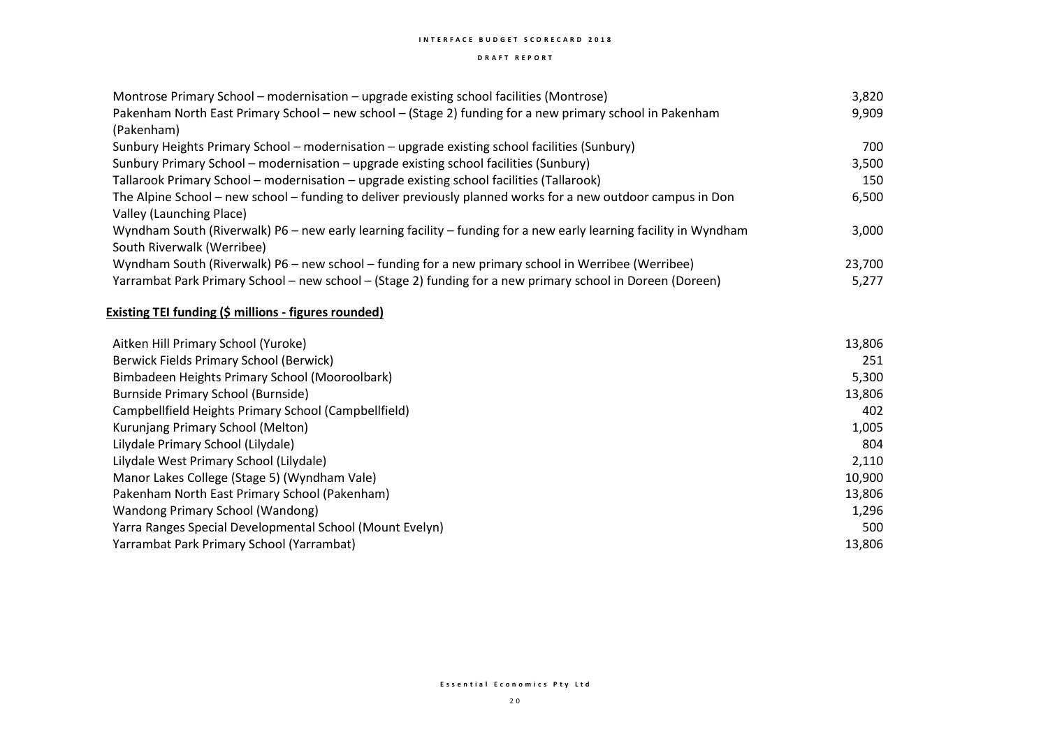| | |
|---|---|
| Montrose Primary School – modernisation – upgrade existing school facilities (Montrose) | 3,820 |
| Pakenham North East Primary School – new school – (Stage 2) funding for a new primary school in Pakenham (Pakenham) | 9,909 |
| Sunbury Heights Primary School – modernisation – upgrade existing school facilities (Sunbury) | 700 |
| Sunbury Primary School – modernisation – upgrade existing school facilities (Sunbury) | 3,500 |
| Tallarook Primary School – modernisation – upgrade existing school facilities (Tallarook) | 150 |
| The Alpine School – new school – funding to deliver previously planned works for a new outdoor campus in Don Valley (Launching Place) | 6,500 |
| Wyndham South (Riverwalk) P6 – new early learning facility – funding for a new early learning facility in Wyndham South Riverwalk (Werribee) | 3,000 |
| Wyndham South (Riverwalk) P6 – new school – funding for a new primary school in Werribee (Werribee) | 23,700 |
| Yarrambat Park Primary School – new school – (Stage 2) funding for a new primary school in Doreen (Doreen) | 5,277 |

**Existing TEI funding ($ millions - figures rounded)**

| | |
|---|---|
| Aitken Hill Primary School (Yuroke) | 13,806 |
| Berwick Fields Primary School (Berwick) | 251 |
| Bimbadeen Heights Primary School (Mooroolbark) | 5,300 |
| Burnside Primary School (Burnside) | 13,806 |
| Campbellfield Heights Primary School (Campbellfield) | 402 |
| Kurunjang Primary School (Melton) | 1,005 |
| Lilydale Primary School (Lilydale) | 804 |
| Lilydale West Primary School (Lilydale) | 2,110 |
| Manor Lakes College (Stage 5) (Wyndham Vale) | 10,900 |
| Pakenham North East Primary School (Pakenham) | 13,806 |
| Wandong Primary School (Wandong) | 1,296 |
| Yarra Ranges Special Developmental School (Mount Evelyn) | 500 |
| Yarrambat Park Primary School (Yarrambat) | 13,806 |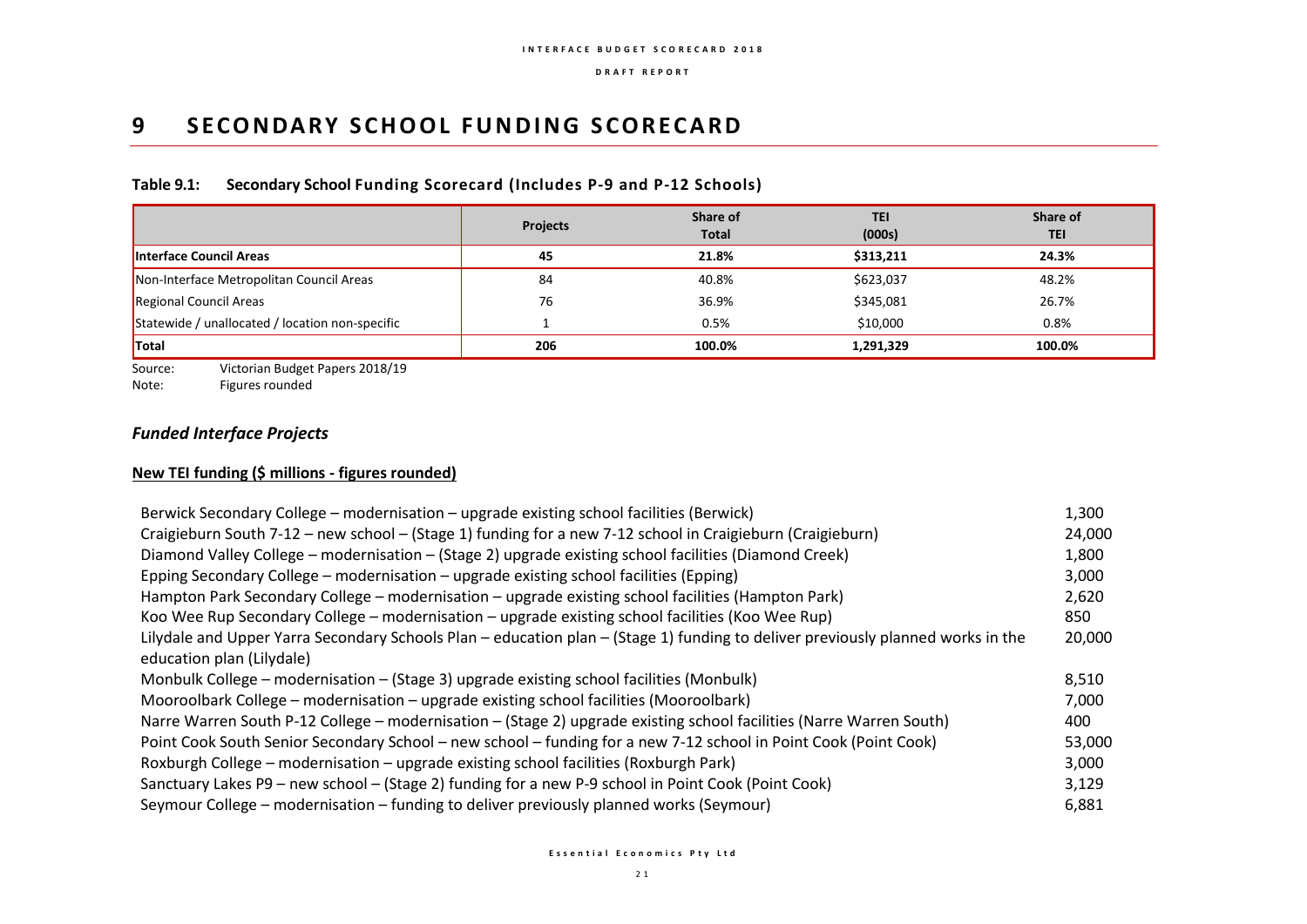# 9 SECONDARY SCHOOL FUNDING SCORECARD

**Table 9.1: Secondary School Funding Scorecard (Includes P-9 and P-12 Schools)**

| | Projects | Share of Total | TEI (000s) | Share of TEI |
|---|---|---|---|---|
| **Interface Council Areas** | **45** | **21.8%** | **$313,211** | **24.3%** |
| Non-Interface Metropolitan Council Areas | 84 | 40.8% | $623,037 | 48.2% |
| Regional Council Areas | 76 | 36.9% | $345,081 | 26.7% |
| Statewide / unallocated / location non-specific | 1 | 0.5% | $10,000 | 0.8% |
| **Total** | **206** | **100.0%** | **1,291,329** | **100.0%** |

Source: Victorian Budget Papers 2018/19
Note: Figures rounded

## *Funded Interface Projects*

**New TEI funding ($ millions - figures rounded)**

| Project | TEI |
|---|---|
| Berwick Secondary College – modernisation – upgrade existing school facilities (Berwick) | 1,300 |
| Craigieburn South 7-12 – new school – (Stage 1) funding for a new 7-12 school in Craigieburn (Craigieburn) | 24,000 |
| Diamond Valley College – modernisation – (Stage 2) upgrade existing school facilities (Diamond Creek) | 1,800 |
| Epping Secondary College – modernisation – upgrade existing school facilities (Epping) | 3,000 |
| Hampton Park Secondary College – modernisation – upgrade existing school facilities (Hampton Park) | 2,620 |
| Koo Wee Rup Secondary College – modernisation – upgrade existing school facilities (Koo Wee Rup) | 850 |
| Lilydale and Upper Yarra Secondary Schools Plan – education plan – (Stage 1) funding to deliver previously planned works in the education plan (Lilydale) | 20,000 |
| Monbulk College – modernisation – (Stage 3) upgrade existing school facilities (Monbulk) | 8,510 |
| Mooroolbark College – modernisation – upgrade existing school facilities (Mooroolbark) | 7,000 |
| Narre Warren South P-12 College – modernisation – (Stage 2) upgrade existing school facilities (Narre Warren South) | 400 |
| Point Cook South Senior Secondary School – new school – funding for a new 7-12 school in Point Cook (Point Cook) | 53,000 |
| Roxburgh College – modernisation – upgrade existing school facilities (Roxburgh Park) | 3,000 |
| Sanctuary Lakes P9 – new school – (Stage 2) funding for a new P-9 school in Point Cook (Point Cook) | 3,129 |
| Seymour College – modernisation – funding to deliver previously planned works (Seymour) | 6,881 |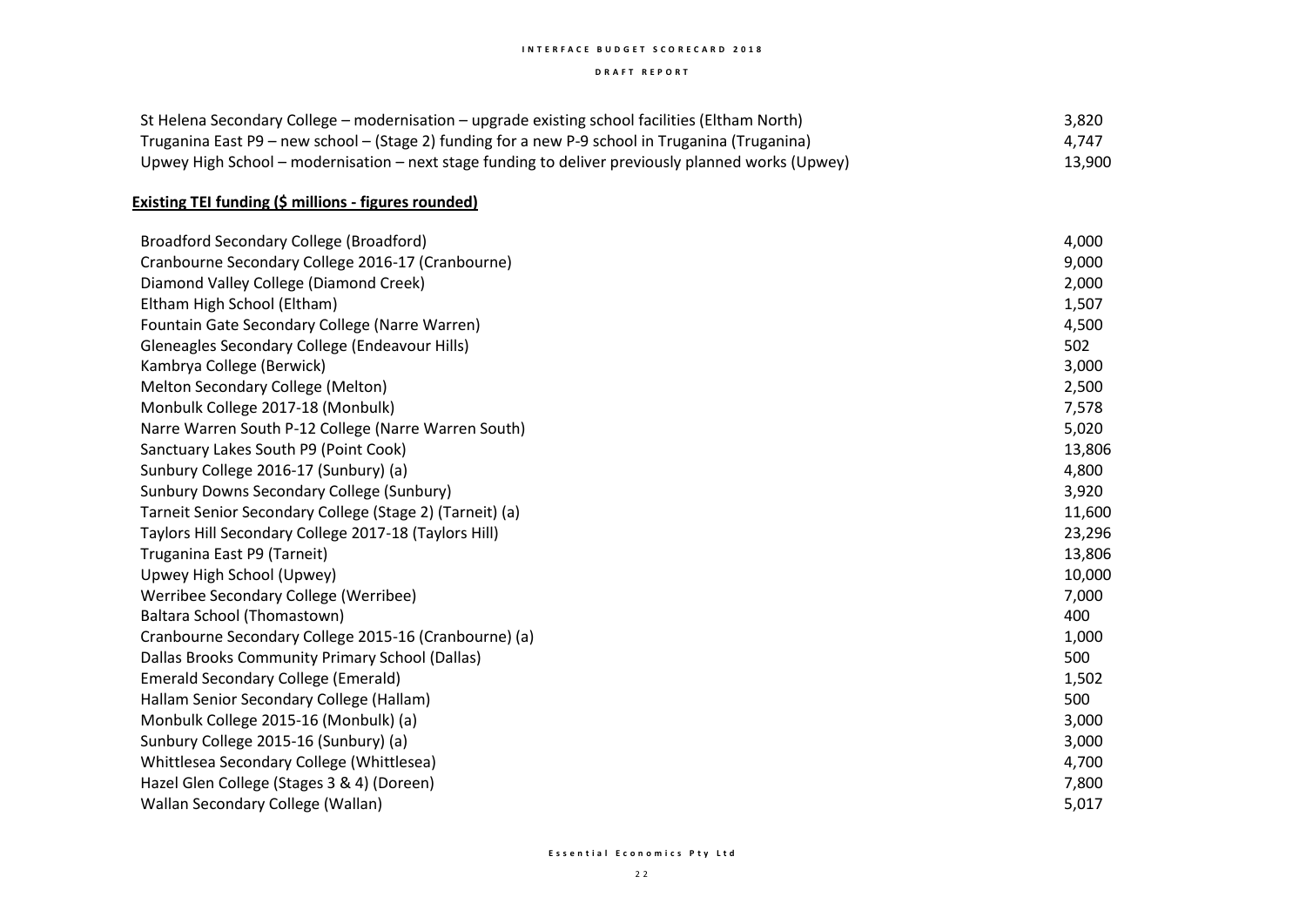| | |
|---|---|
| St Helena Secondary College – modernisation – upgrade existing school facilities (Eltham North) | 3,820 |
| Truganina East P9 – new school – (Stage 2) funding for a new P-9 school in Truganina (Truganina) | 4,747 |
| Upwey High School – modernisation – next stage funding to deliver previously planned works (Upwey) | 13,900 |

**Existing TEI funding ($ millions - figures rounded)**

| | |
|---|---|
| Broadford Secondary College (Broadford) | 4,000 |
| Cranbourne Secondary College 2016-17 (Cranbourne) | 9,000 |
| Diamond Valley College (Diamond Creek) | 2,000 |
| Eltham High School (Eltham) | 1,507 |
| Fountain Gate Secondary College (Narre Warren) | 4,500 |
| Gleneagles Secondary College (Endeavour Hills) | 502 |
| Kambrya College (Berwick) | 3,000 |
| Melton Secondary College (Melton) | 2,500 |
| Monbulk College 2017-18 (Monbulk) | 7,578 |
| Narre Warren South P-12 College (Narre Warren South) | 5,020 |
| Sanctuary Lakes South P9 (Point Cook) | 13,806 |
| Sunbury College 2016-17 (Sunbury) (a) | 4,800 |
| Sunbury Downs Secondary College (Sunbury) | 3,920 |
| Tarneit Senior Secondary College (Stage 2) (Tarneit) (a) | 11,600 |
| Taylors Hill Secondary College 2017-18 (Taylors Hill) | 23,296 |
| Truganina East P9 (Tarneit) | 13,806 |
| Upwey High School (Upwey) | 10,000 |
| Werribee Secondary College (Werribee) | 7,000 |
| Baltara School (Thomastown) | 400 |
| Cranbourne Secondary College 2015-16 (Cranbourne) (a) | 1,000 |
| Dallas Brooks Community Primary School (Dallas) | 500 |
| Emerald Secondary College (Emerald) | 1,502 |
| Hallam Senior Secondary College (Hallam) | 500 |
| Monbulk College 2015-16 (Monbulk) (a) | 3,000 |
| Sunbury College 2015-16 (Sunbury) (a) | 3,000 |
| Whittlesea Secondary College (Whittlesea) | 4,700 |
| Hazel Glen College (Stages 3 & 4) (Doreen) | 7,800 |
| Wallan Secondary College (Wallan) | 5,017 |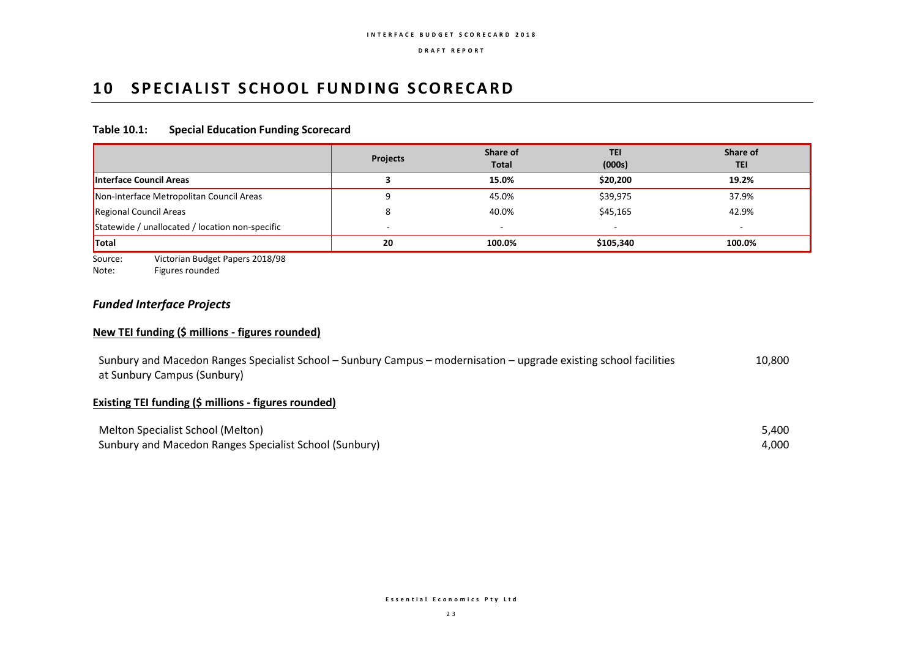# 10 SPECIALIST SCHOOL FUNDING SCORECARD

**Table 10.1: Special Education Funding Scorecard**

| | Projects | Share of Total | TEI (000s) | Share of TEI |
|---|---|---|---|---|
| **Interface Council Areas** | **3** | **15.0%** | **$20,200** | **19.2%** |
| Non-Interface Metropolitan Council Areas | 9 | 45.0% | $39,975 | 37.9% |
| Regional Council Areas | 8 | 40.0% | $45,165 | 42.9% |
| Statewide / unallocated / location non-specific | - | - | - | - |
| **Total** | **20** | **100.0%** | **$105,340** | **100.0%** |

Source: Victorian Budget Papers 2018/98
Note: Figures rounded

### *Funded Interface Projects*

**New TEI funding ($ millions - figures rounded)**

| | |
|---|---|
| Sunbury and Macedon Ranges Specialist School – Sunbury Campus – modernisation – upgrade existing school facilities at Sunbury Campus (Sunbury) | 10,800 |

**Existing TEI funding ($ millions - figures rounded)**

| | |
|---|---|
| Melton Specialist School (Melton) | 5,400 |
| Sunbury and Macedon Ranges Specialist School (Sunbury) | 4,000 |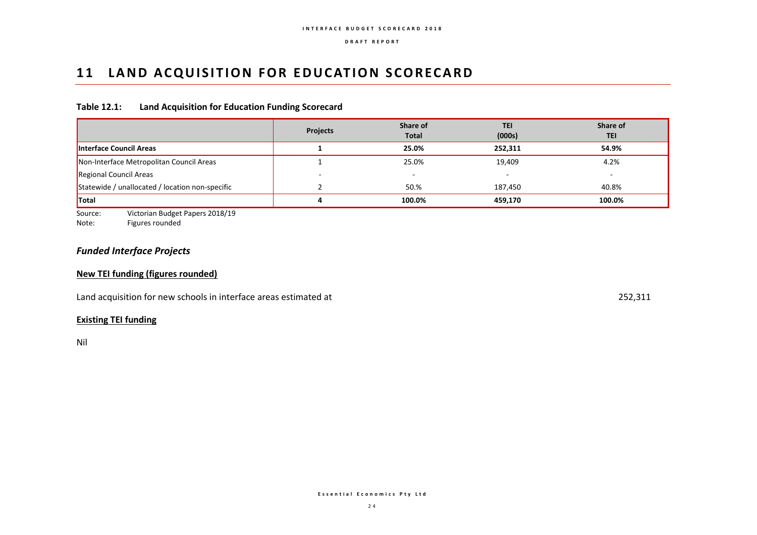# 11 LAND ACQUISITION FOR EDUCATION SCORECARD

**Table 12.1: Land Acquisition for Education Funding Scorecard**

| | Projects | Share of Total | TEI (000s) | Share of TEI |
|---|---|---|---|---|
| **Interface Council Areas** | **1** | **25.0%** | **252,311** | **54.9%** |
| Non-Interface Metropolitan Council Areas | 1 | 25.0% | 19,409 | 4.2% |
| Regional Council Areas | - | - | - | - |
| Statewide / unallocated / location non-specific | 2 | 50.% | 187,450 | 40.8% |
| **Total** | **4** | **100.0%** | **459,170** | **100.0%** |

Source: Victorian Budget Papers 2018/19
Note: Figures rounded

### *Funded Interface Projects*

**New TEI funding (figures rounded)**

Land acquisition for new schools in interface areas estimated at 252,311

**Existing TEI funding**

Nil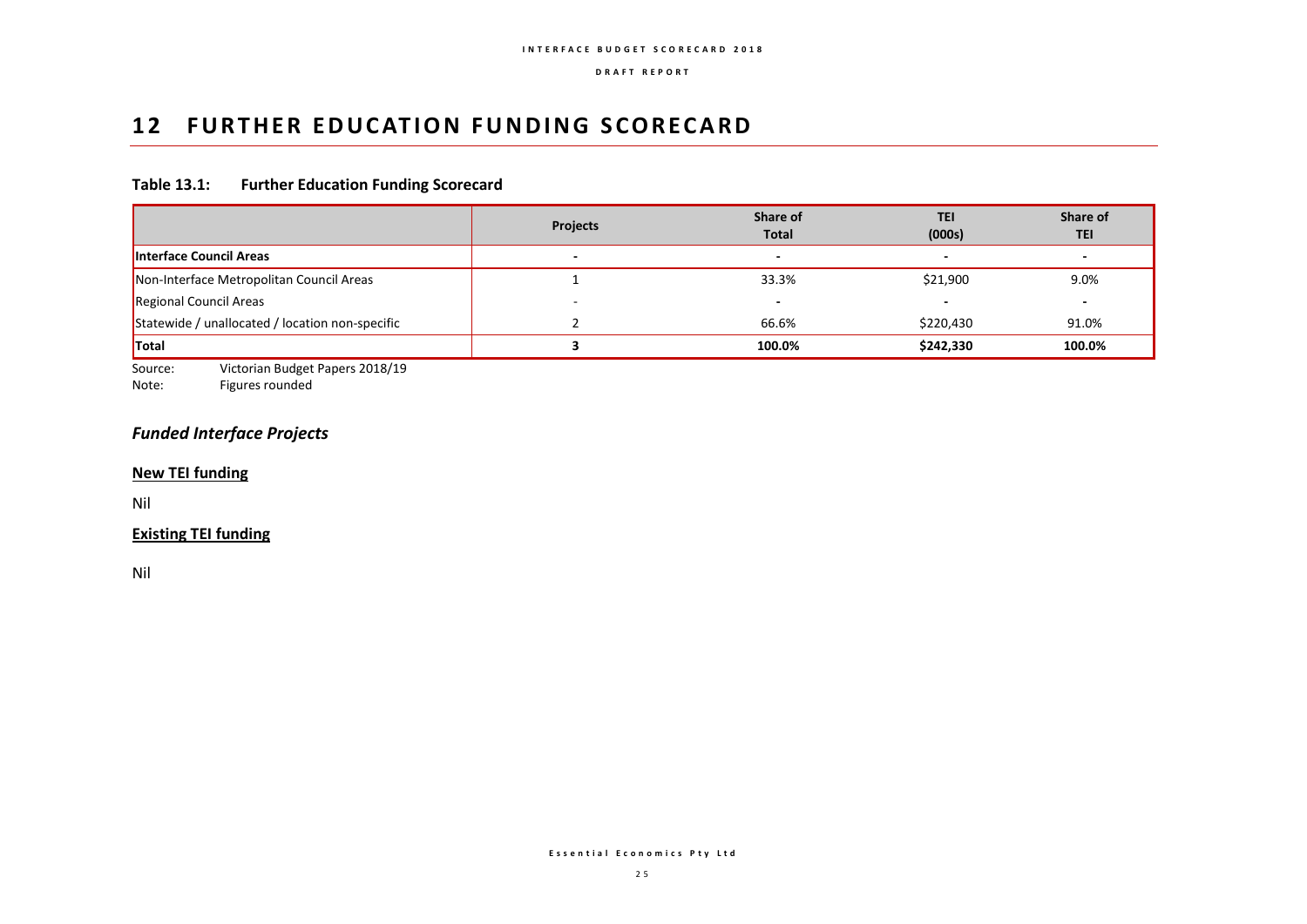# 12 FURTHER EDUCATION FUNDING SCORECARD

**Table 13.1: Further Education Funding Scorecard**

| | Projects | Share of Total | TEI (000s) | Share of TEI |
|---|---|---|---|---|
| **Interface Council Areas** | **-** | **-** | **-** | **-** |
| Non-Interface Metropolitan Council Areas | 1 | 33.3% | $21,900 | 9.0% |
| Regional Council Areas | - | - | - | - |
| Statewide / unallocated / location non-specific | 2 | 66.6% | $220,430 | 91.0% |
| **Total** | **3** | **100.0%** | **$242,330** | **100.0%** |

Source: Victorian Budget Papers 2018/19
Note: Figures rounded

## *Funded Interface Projects*

### New TEI funding

Nil

### Existing TEI funding

Nil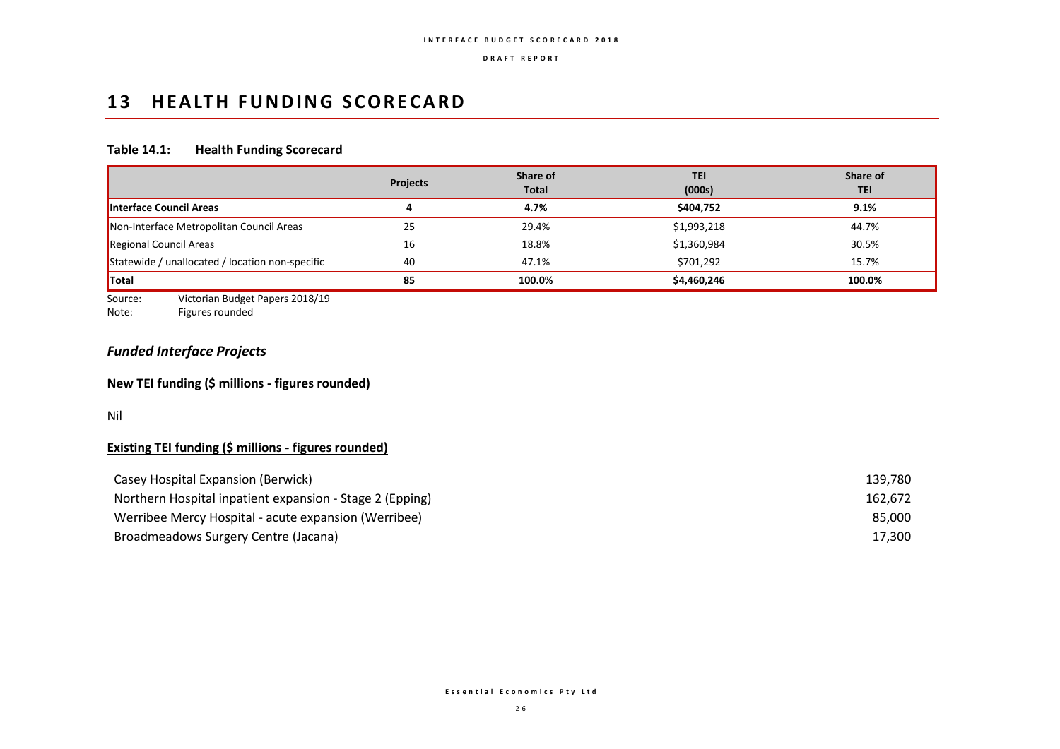# 13 HEALTH FUNDING SCORECARD

**Table 14.1: Health Funding Scorecard**

| | Projects | Share of Total | TEI (000s) | Share of TEI |
|---|---|---|---|---|
| **Interface Council Areas** | **4** | **4.7%** | **$404,752** | **9.1%** |
| Non-Interface Metropolitan Council Areas | 25 | 29.4% | $1,993,218 | 44.7% |
| Regional Council Areas | 16 | 18.8% | $1,360,984 | 30.5% |
| Statewide / unallocated / location non-specific | 40 | 47.1% | $701,292 | 15.7% |
| **Total** | **85** | **100.0%** | **$4,460,246** | **100.0%** |

Source: Victorian Budget Papers 2018/19
Note: Figures rounded

### *Funded Interface Projects*

**<u>New TEI funding ($ millions - figures rounded)</u>**

Nil

**<u>Existing TEI funding ($ millions - figures rounded)</u>**

| | |
|---|---|
| Casey Hospital Expansion (Berwick) | 139,780 |
| Northern Hospital inpatient expansion - Stage 2 (Epping) | 162,672 |
| Werribee Mercy Hospital - acute expansion (Werribee) | 85,000 |
| Broadmeadows Surgery Centre (Jacana) | 17,300 |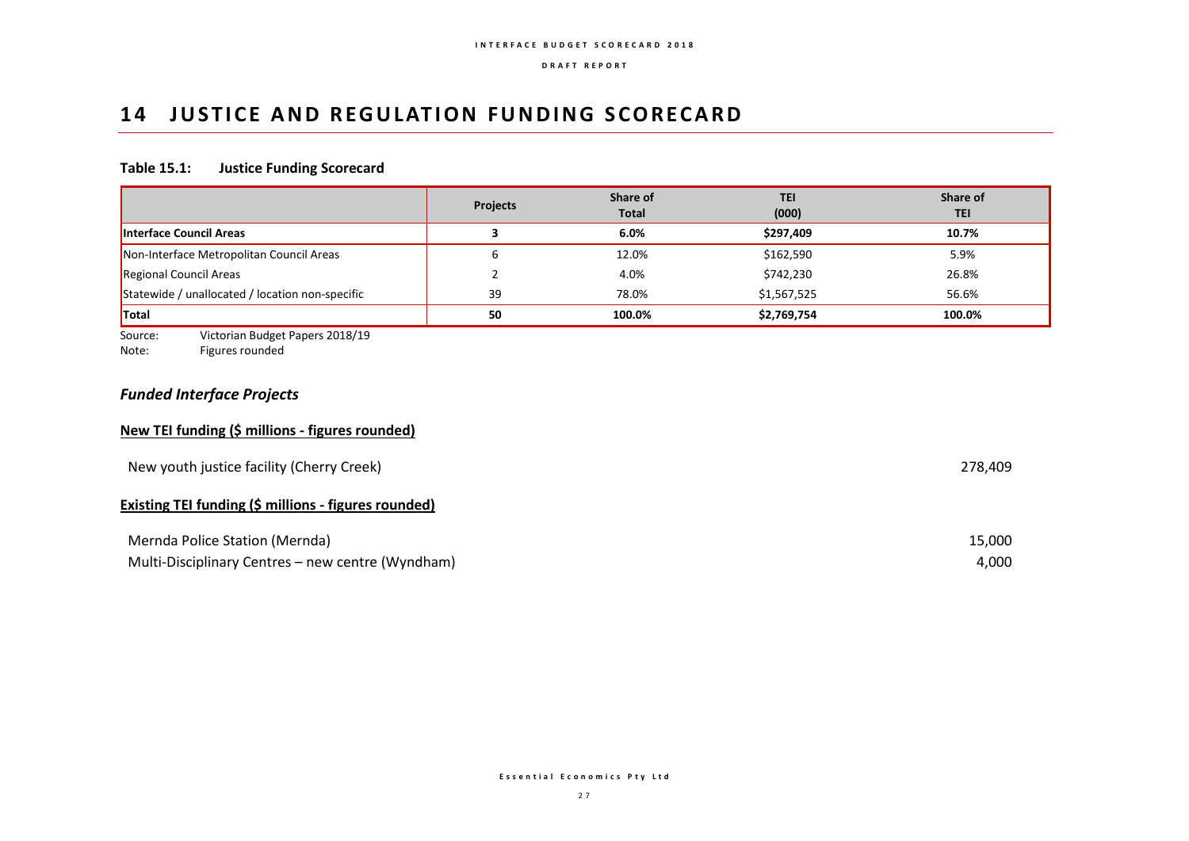# 14 JUSTICE AND REGULATION FUNDING SCORECARD

**Table 15.1: Justice Funding Scorecard**

| | Projects | Share of Total | TEI (000) | Share of TEI |
|---|---|---|---|---|
| **Interface Council Areas** | **3** | **6.0%** | **$297,409** | **10.7%** |
| Non-Interface Metropolitan Council Areas | 6 | 12.0% | $162,590 | 5.9% |
| Regional Council Areas | 2 | 4.0% | $742,230 | 26.8% |
| Statewide / unallocated / location non-specific | 39 | 78.0% | $1,567,525 | 56.6% |
| **Total** | **50** | **100.0%** | **$2,769,754** | **100.0%** |

Source: Victorian Budget Papers 2018/19
Note: Figures rounded

## *Funded Interface Projects*

**New TEI funding ($ millions - figures rounded)**

| | |
|---|---|
| New youth justice facility (Cherry Creek) | 278,409 |

**Existing TEI funding ($ millions - figures rounded)**

| | |
|---|---|
| Mernda Police Station (Mernda) | 15,000 |
| Multi-Disciplinary Centres – new centre (Wyndham) | 4,000 |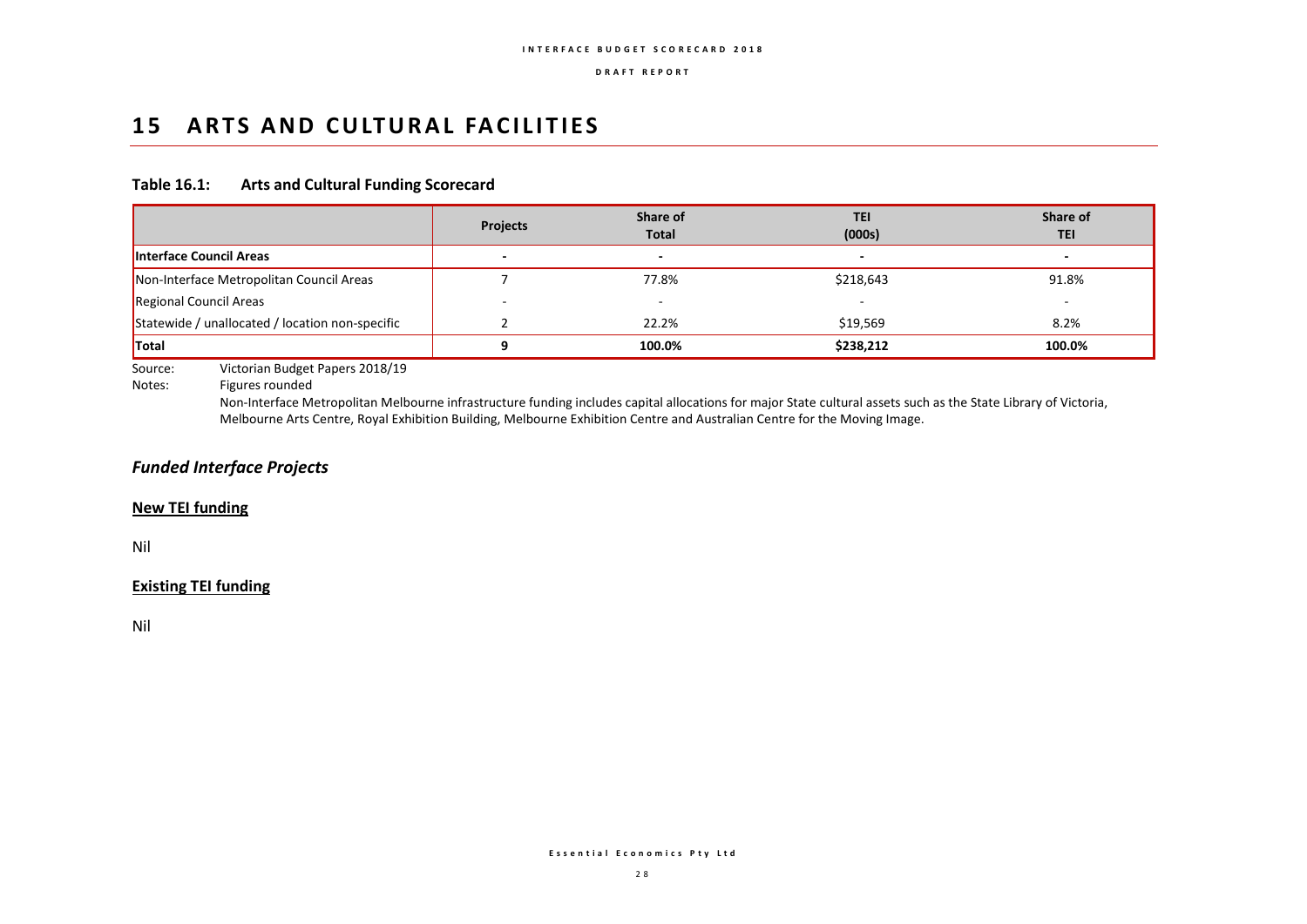# 15 ARTS AND CULTURAL FACILITIES

**Table 16.1: Arts and Cultural Funding Scorecard**

| | Projects | Share of Total | TEI (000s) | Share of TEI |
|---|---|---|---|---|
| **Interface Council Areas** | - | - | - | - |
| Non-Interface Metropolitan Council Areas | 7 | 77.8% | $218,643 | 91.8% |
| Regional Council Areas | - | - | - | - |
| Statewide / unallocated / location non-specific | 2 | 22.2% | $19,569 | 8.2% |
| **Total** | **9** | **100.0%** | **$238,212** | **100.0%** |

Source: Victorian Budget Papers 2018/19

Notes: Figures rounded

Non-Interface Metropolitan Melbourne infrastructure funding includes capital allocations for major State cultural assets such as the State Library of Victoria, Melbourne Arts Centre, Royal Exhibition Building, Melbourne Exhibition Centre and Australian Centre for the Moving Image.

## *Funded Interface Projects*

### New TEI funding

Nil

### Existing TEI funding

Nil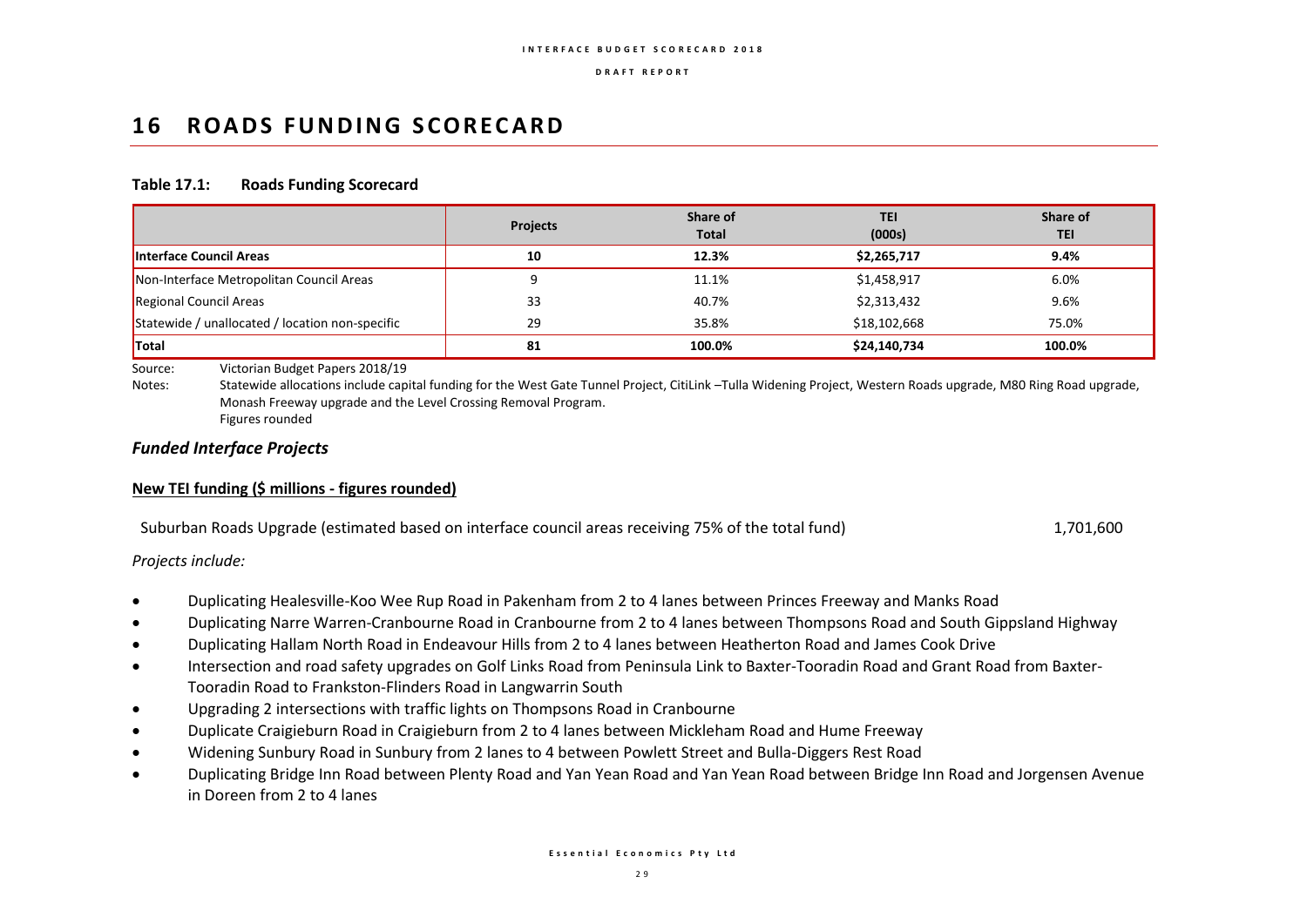# 16 ROADS FUNDING SCORECARD

**Table 17.1: Roads Funding Scorecard**

| | Projects | Share of Total | TEI (000s) | Share of TEI |
|---|---|---|---|---|
| **Interface Council Areas** | **10** | **12.3%** | **$2,265,717** | **9.4%** |
| Non-Interface Metropolitan Council Areas | 9 | 11.1% | $1,458,917 | 6.0% |
| Regional Council Areas | 33 | 40.7% | $2,313,432 | 9.6% |
| Statewide / unallocated / location non-specific | 29 | 35.8% | $18,102,668 | 75.0% |
| **Total** | **81** | **100.0%** | **$24,140,734** | **100.0%** |

Source: Victorian Budget Papers 2018/19

Notes: Statewide allocations include capital funding for the West Gate Tunnel Project, CitiLink –Tulla Widening Project, Western Roads upgrade, M80 Ring Road upgrade, Monash Freeway upgrade and the Level Crossing Removal Program.
Figures rounded

### *Funded Interface Projects*

**New TEI funding ($ millions - figures rounded)**

Suburban Roads Upgrade (estimated based on interface council areas receiving 75% of the total fund) 1,701,600

*Projects include:*

- Duplicating Healesville-Koo Wee Rup Road in Pakenham from 2 to 4 lanes between Princes Freeway and Manks Road
- Duplicating Narre Warren-Cranbourne Road in Cranbourne from 2 to 4 lanes between Thompsons Road and South Gippsland Highway
- Duplicating Hallam North Road in Endeavour Hills from 2 to 4 lanes between Heatherton Road and James Cook Drive
- Intersection and road safety upgrades on Golf Links Road from Peninsula Link to Baxter-Tooradin Road and Grant Road from Baxter-Tooradin Road to Frankston-Flinders Road in Langwarrin South
- Upgrading 2 intersections with traffic lights on Thompsons Road in Cranbourne
- Duplicate Craigieburn Road in Craigieburn from 2 to 4 lanes between Mickleham Road and Hume Freeway
- Widening Sunbury Road in Sunbury from 2 lanes to 4 between Powlett Street and Bulla-Diggers Rest Road
- Duplicating Bridge Inn Road between Plenty Road and Yan Yean Road and Yan Yean Road between Bridge Inn Road and Jorgensen Avenue in Doreen from 2 to 4 lanes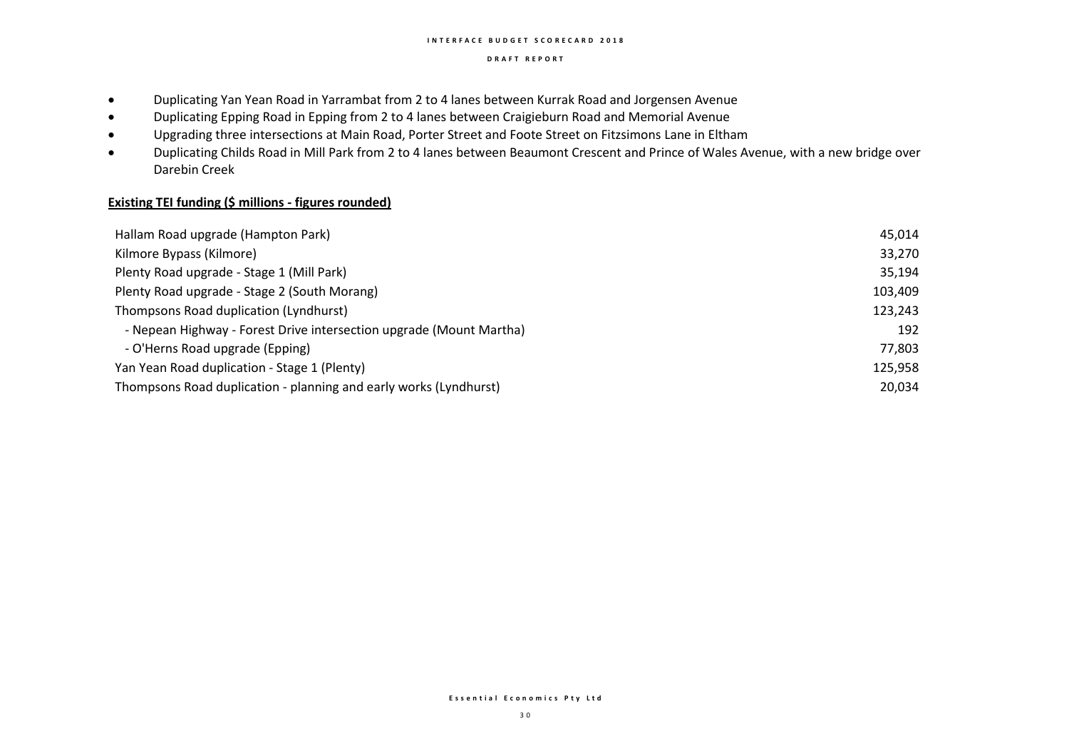- Duplicating Yan Yean Road in Yarrambat from 2 to 4 lanes between Kurrak Road and Jorgensen Avenue
- Duplicating Epping Road in Epping from 2 to 4 lanes between Craigieburn Road and Memorial Avenue
- Upgrading three intersections at Main Road, Porter Street and Foote Street on Fitzsimons Lane in Eltham
- Duplicating Childs Road in Mill Park from 2 to 4 lanes between Beaumont Crescent and Prince of Wales Avenue, with a new bridge over Darebin Creek

**Existing TEI funding ($ millions - figures rounded)**

| | |
|---|---|
| Hallam Road upgrade (Hampton Park) | 45,014 |
| Kilmore Bypass (Kilmore) | 33,270 |
| Plenty Road upgrade - Stage 1 (Mill Park) | 35,194 |
| Plenty Road upgrade - Stage 2 (South Morang) | 103,409 |
| Thompsons Road duplication (Lyndhurst) | 123,243 |
| - Nepean Highway - Forest Drive intersection upgrade (Mount Martha) | 192 |
| - O'Herns Road upgrade (Epping) | 77,803 |
| Yan Yean Road duplication - Stage 1 (Plenty) | 125,958 |
| Thompsons Road duplication - planning and early works (Lyndhurst) | 20,034 |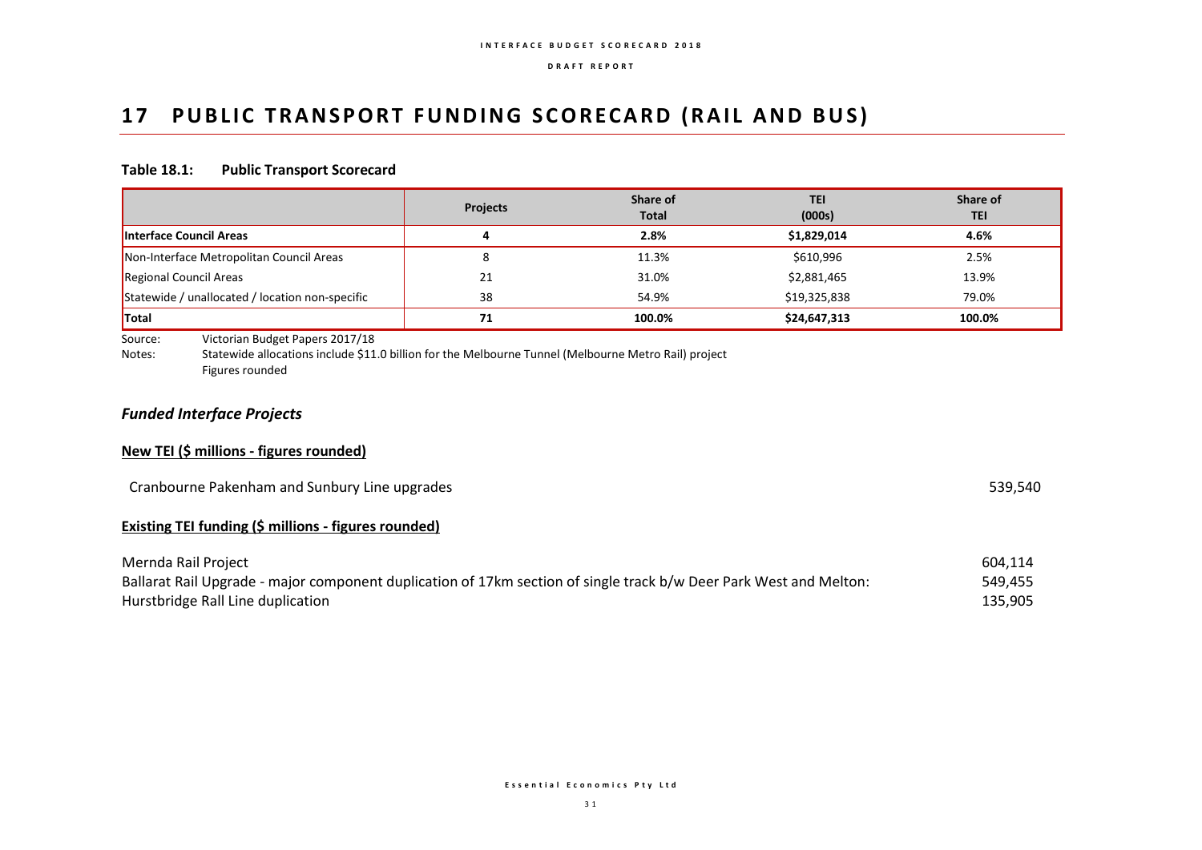# 17 PUBLIC TRANSPORT FUNDING SCORECARD (RAIL AND BUS)

**Table 18.1: Public Transport Scorecard**

| | Projects | Share of Total | TEI (000s) | Share of TEI |
|---|---|---|---|---|
| **Interface Council Areas** | **4** | **2.8%** | **$1,829,014** | **4.6%** |
| Non-Interface Metropolitan Council Areas | 8 | 11.3% | $610,996 | 2.5% |
| Regional Council Areas | 21 | 31.0% | $2,881,465 | 13.9% |
| Statewide / unallocated / location non-specific | 38 | 54.9% | $19,325,838 | 79.0% |
| **Total** | **71** | **100.0%** | **$24,647,313** | **100.0%** |

Source: Victorian Budget Papers 2017/18

Notes: Statewide allocations include $11.0 billion for the Melbourne Tunnel (Melbourne Metro Rail) project

Figures rounded

## *Funded Interface Projects*

**New TEI ($ millions - figures rounded)**

| | |
|---|---|
| Cranbourne Pakenham and Sunbury Line upgrades | 539,540 |

**Existing TEI funding ($ millions - figures rounded)**

| | |
|---|---|
| Mernda Rail Project | 604,114 |
| Ballarat Rail Upgrade - major component duplication of 17km section of single track b/w Deer Park West and Melton: | 549,455 |
| Hurstbridge Rall Line duplication | 135,905 |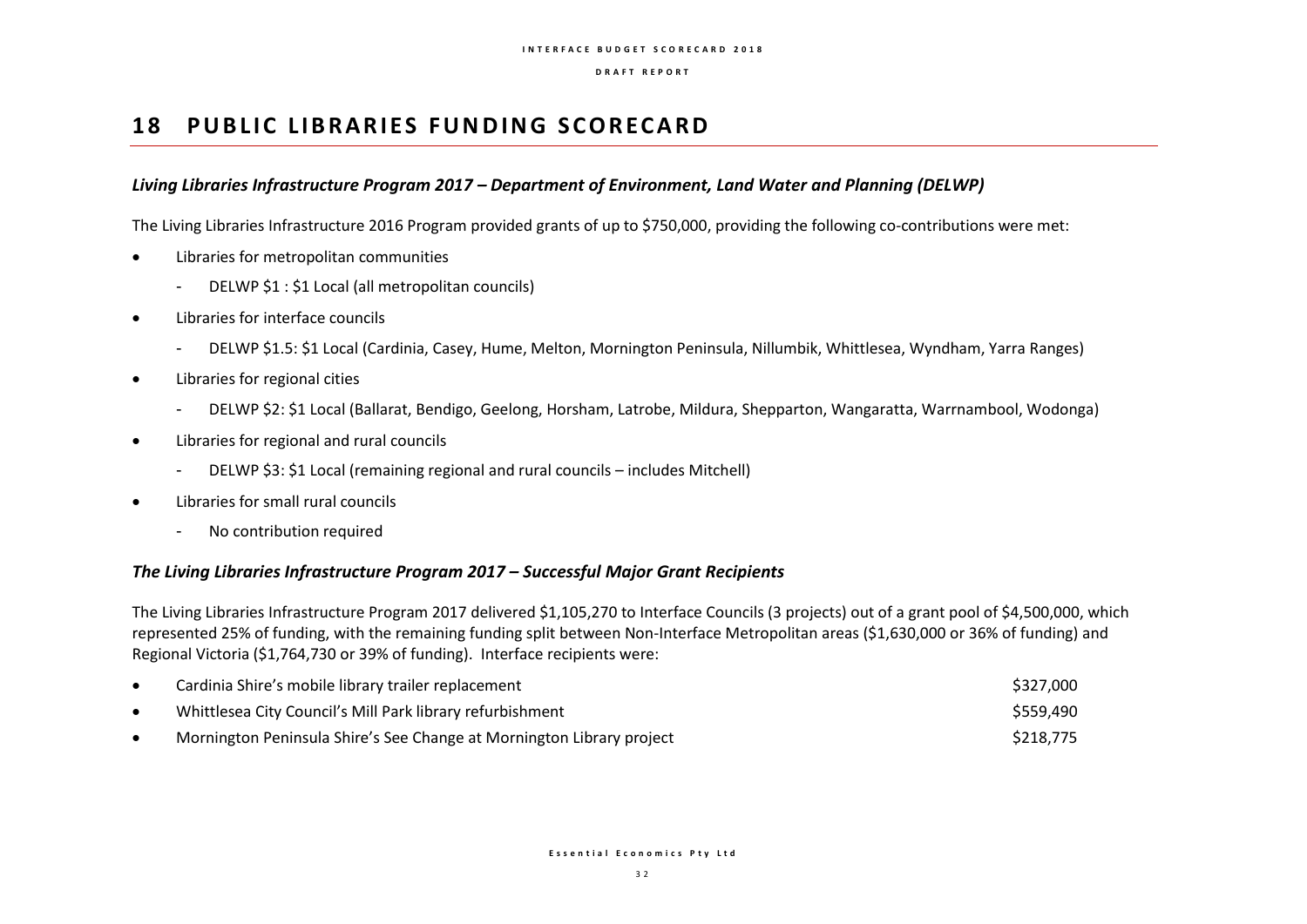# 18 PUBLIC LIBRARIES FUNDING SCORECARD

### *Living Libraries Infrastructure Program 2017 – Department of Environment, Land Water and Planning (DELWP)*

The Living Libraries Infrastructure 2016 Program provided grants of up to $750,000, providing the following co-contributions were met:

- Libraries for metropolitan communities
  - DELWP $1 : $1 Local (all metropolitan councils)
- Libraries for interface councils
  - DELWP $1.5: $1 Local (Cardinia, Casey, Hume, Melton, Mornington Peninsula, Nillumbik, Whittlesea, Wyndham, Yarra Ranges)
- Libraries for regional cities
  - DELWP $2: $1 Local (Ballarat, Bendigo, Geelong, Horsham, Latrobe, Mildura, Shepparton, Wangaratta, Warrnambool, Wodonga)
- Libraries for regional and rural councils
  - DELWP $3: $1 Local (remaining regional and rural councils – includes Mitchell)
- Libraries for small rural councils
  - No contribution required

### *The Living Libraries Infrastructure Program 2017 – Successful Major Grant Recipients*

The Living Libraries Infrastructure Program 2017 delivered $1,105,270 to Interface Councils (3 projects) out of a grant pool of $4,500,000, which represented 25% of funding, with the remaining funding split between Non-Interface Metropolitan areas ($1,630,000 or 36% of funding) and Regional Victoria ($1,764,730 or 39% of funding). Interface recipients were:

- Cardinia Shire's mobile library trailer replacement — $327,000
- Whittlesea City Council's Mill Park library refurbishment — $559,490
- Mornington Peninsula Shire's See Change at Mornington Library project — $218,775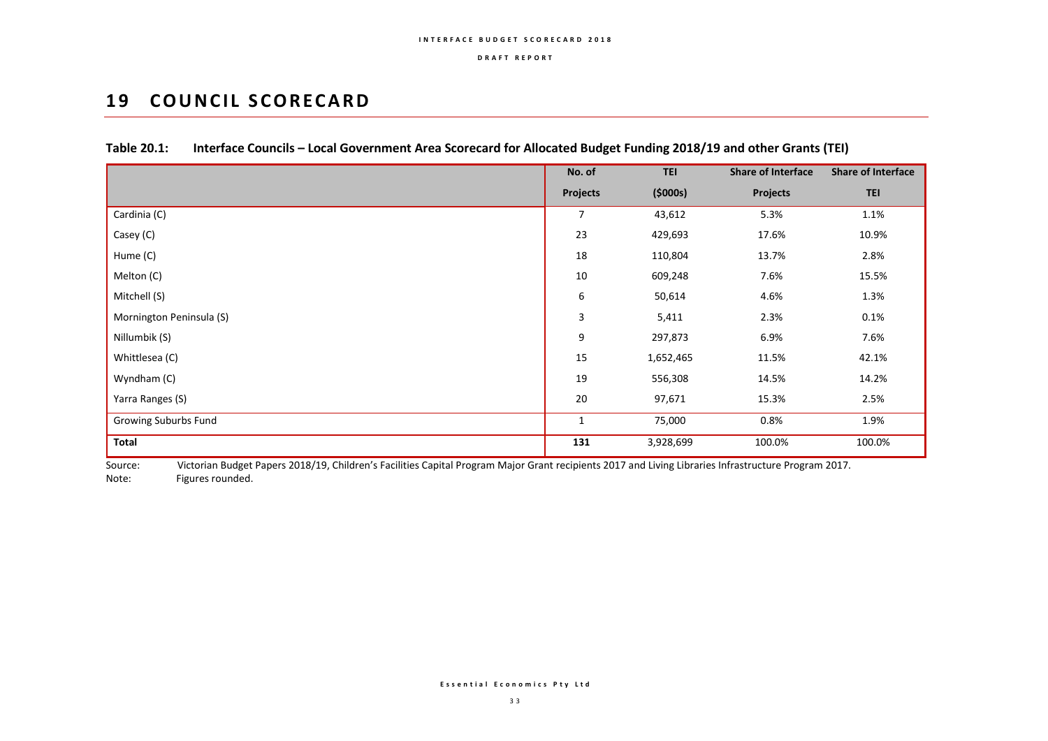# 19 COUNCIL SCORECARD

**Table 20.1: Interface Councils – Local Government Area Scorecard for Allocated Budget Funding 2018/19 and other Grants (TEI)**

| | No. of Projects | TEI ($000s) | Share of Interface Projects | Share of Interface TEI |
|---|---|---|---|---|
| Cardinia (C) | 7 | 43,612 | 5.3% | 1.1% |
| Casey (C) | 23 | 429,693 | 17.6% | 10.9% |
| Hume (C) | 18 | 110,804 | 13.7% | 2.8% |
| Melton (C) | 10 | 609,248 | 7.6% | 15.5% |
| Mitchell (S) | 6 | 50,614 | 4.6% | 1.3% |
| Mornington Peninsula (S) | 3 | 5,411 | 2.3% | 0.1% |
| Nillumbik (S) | 9 | 297,873 | 6.9% | 7.6% |
| Whittlesea (C) | 15 | 1,652,465 | 11.5% | 42.1% |
| Wyndham (C) | 19 | 556,308 | 14.5% | 14.2% |
| Yarra Ranges (S) | 20 | 97,671 | 15.3% | 2.5% |
| Growing Suburbs Fund | 1 | 75,000 | 0.8% | 1.9% |
| **Total** | **131** | 3,928,699 | 100.0% | 100.0% |

Source: Victorian Budget Papers 2018/19, Children's Facilities Capital Program Major Grant recipients 2017 and Living Libraries Infrastructure Program 2017.
Note: Figures rounded.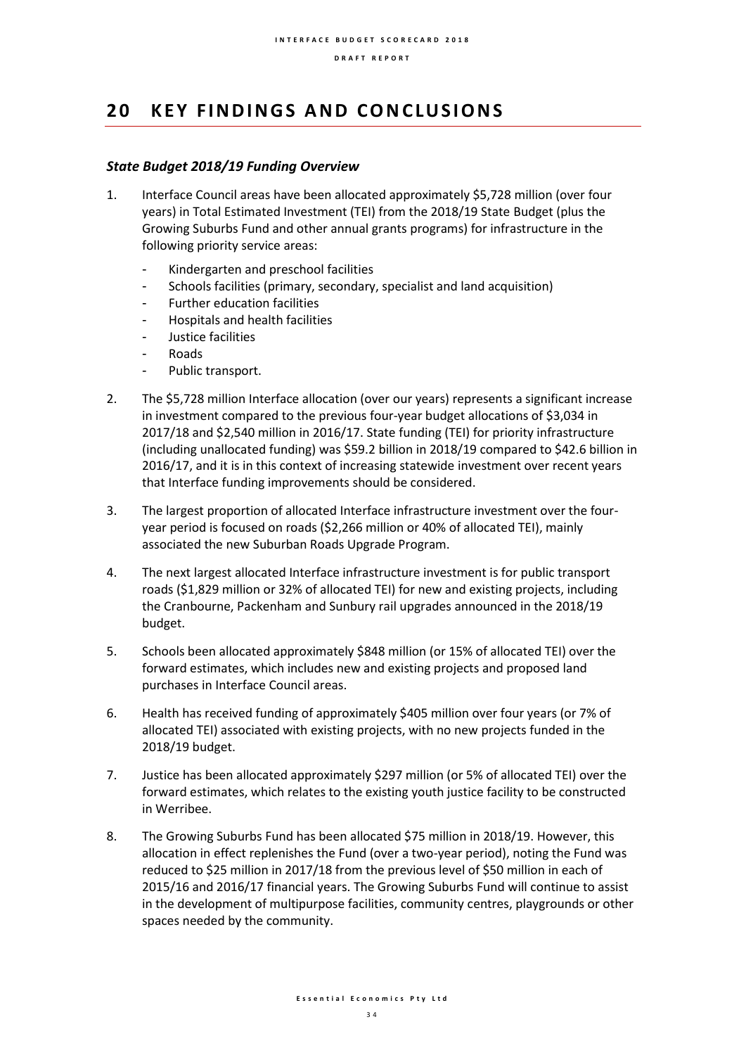# 20 KEY FINDINGS AND CONCLUSIONS

### *State Budget 2018/19 Funding Overview*

1. Interface Council areas have been allocated approximately $5,728 million (over four years) in Total Estimated Investment (TEI) from the 2018/19 State Budget (plus the Growing Suburbs Fund and other annual grants programs) for infrastructure in the following priority service areas:
   - Kindergarten and preschool facilities
   - Schools facilities (primary, secondary, specialist and land acquisition)
   - Further education facilities
   - Hospitals and health facilities
   - Justice facilities
   - Roads
   - Public transport.

2. The $5,728 million Interface allocation (over our years) represents a significant increase in investment compared to the previous four-year budget allocations of $3,034 in 2017/18 and $2,540 million in 2016/17. State funding (TEI) for priority infrastructure (including unallocated funding) was $59.2 billion in 2018/19 compared to $42.6 billion in 2016/17, and it is in this context of increasing statewide investment over recent years that Interface funding improvements should be considered.

3. The largest proportion of allocated Interface infrastructure investment over the four-year period is focused on roads ($2,266 million or 40% of allocated TEI), mainly associated the new Suburban Roads Upgrade Program.

4. The next largest allocated Interface infrastructure investment is for public transport roads ($1,829 million or 32% of allocated TEI) for new and existing projects, including the Cranbourne, Packenham and Sunbury rail upgrades announced in the 2018/19 budget.

5. Schools been allocated approximately $848 million (or 15% of allocated TEI) over the forward estimates, which includes new and existing projects and proposed land purchases in Interface Council areas.

6. Health has received funding of approximately $405 million over four years (or 7% of allocated TEI) associated with existing projects, with no new projects funded in the 2018/19 budget.

7. Justice has been allocated approximately $297 million (or 5% of allocated TEI) over the forward estimates, which relates to the existing youth justice facility to be constructed in Werribee.

8. The Growing Suburbs Fund has been allocated $75 million in 2018/19. However, this allocation in effect replenishes the Fund (over a two-year period), noting the Fund was reduced to $25 million in 2017/18 from the previous level of $50 million in each of 2015/16 and 2016/17 financial years. The Growing Suburbs Fund will continue to assist in the development of multipurpose facilities, community centres, playgrounds or other spaces needed by the community.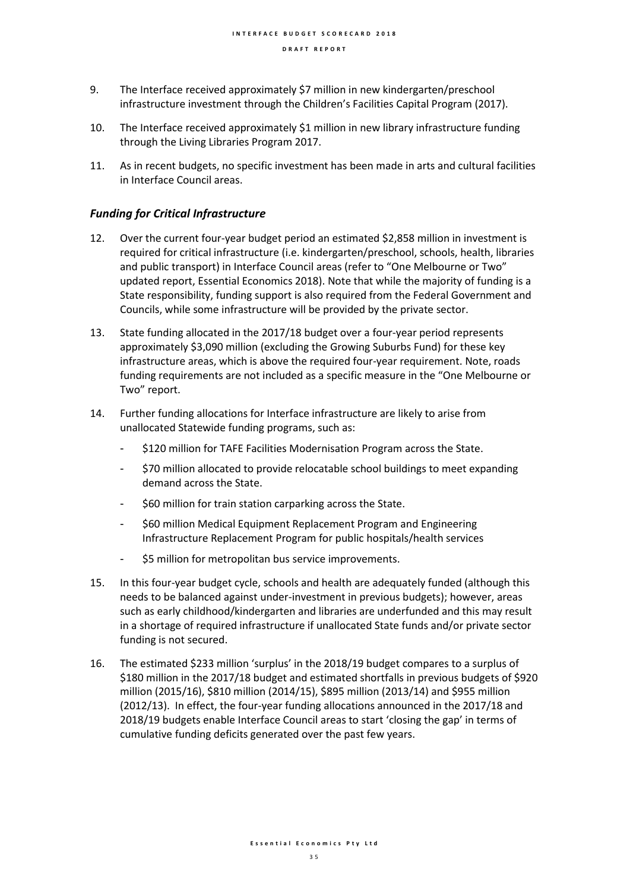9. The Interface received approximately $7 million in new kindergarten/preschool infrastructure investment through the Children's Facilities Capital Program (2017).

10. The Interface received approximately $1 million in new library infrastructure funding through the Living Libraries Program 2017.

11. As in recent budgets, no specific investment has been made in arts and cultural facilities in Interface Council areas.

### *Funding for Critical Infrastructure*

12. Over the current four-year budget period an estimated $2,858 million in investment is required for critical infrastructure (i.e. kindergarten/preschool, schools, health, libraries and public transport) in Interface Council areas (refer to "One Melbourne or Two" updated report, Essential Economics 2018). Note that while the majority of funding is a State responsibility, funding support is also required from the Federal Government and Councils, while some infrastructure will be provided by the private sector.

13. State funding allocated in the 2017/18 budget over a four-year period represents approximately $3,090 million (excluding the Growing Suburbs Fund) for these key infrastructure areas, which is above the required four-year requirement. Note, roads funding requirements are not included as a specific measure in the "One Melbourne or Two" report.

14. Further funding allocations for Interface infrastructure are likely to arise from unallocated Statewide funding programs, such as:
    - $120 million for TAFE Facilities Modernisation Program across the State.
    - $70 million allocated to provide relocatable school buildings to meet expanding demand across the State.
    - $60 million for train station carparking across the State.
    - $60 million Medical Equipment Replacement Program and Engineering Infrastructure Replacement Program for public hospitals/health services
    - $5 million for metropolitan bus service improvements.

15. In this four-year budget cycle, schools and health are adequately funded (although this needs to be balanced against under-investment in previous budgets); however, areas such as early childhood/kindergarten and libraries are underfunded and this may result in a shortage of required infrastructure if unallocated State funds and/or private sector funding is not secured.

16. The estimated $233 million 'surplus' in the 2018/19 budget compares to a surplus of $180 million in the 2017/18 budget and estimated shortfalls in previous budgets of $920 million (2015/16), $810 million (2014/15), $895 million (2013/14) and $955 million (2012/13). In effect, the four-year funding allocations announced in the 2017/18 and 2018/19 budgets enable Interface Council areas to start 'closing the gap' in terms of cumulative funding deficits generated over the past few years.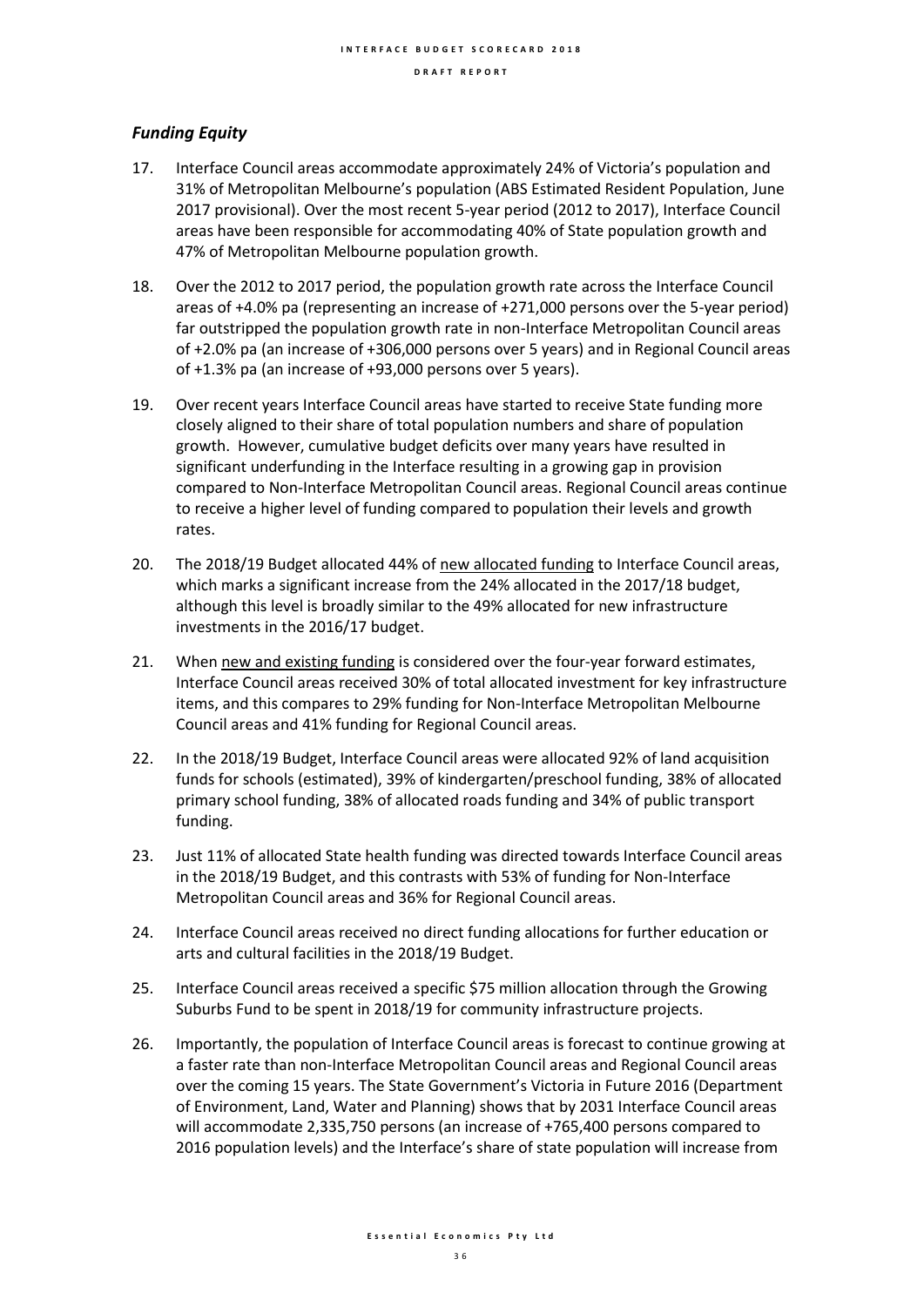## *Funding Equity*

17. Interface Council areas accommodate approximately 24% of Victoria's population and 31% of Metropolitan Melbourne's population (ABS Estimated Resident Population, June 2017 provisional). Over the most recent 5-year period (2012 to 2017), Interface Council areas have been responsible for accommodating 40% of State population growth and 47% of Metropolitan Melbourne population growth.

18. Over the 2012 to 2017 period, the population growth rate across the Interface Council areas of +4.0% pa (representing an increase of +271,000 persons over the 5-year period) far outstripped the population growth rate in non-Interface Metropolitan Council areas of +2.0% pa (an increase of +306,000 persons over 5 years) and in Regional Council areas of +1.3% pa (an increase of +93,000 persons over 5 years).

19. Over recent years Interface Council areas have started to receive State funding more closely aligned to their share of total population numbers and share of population growth. However, cumulative budget deficits over many years have resulted in significant underfunding in the Interface resulting in a growing gap in provision compared to Non-Interface Metropolitan Council areas. Regional Council areas continue to receive a higher level of funding compared to population their levels and growth rates.

20. The 2018/19 Budget allocated 44% of new allocated funding to Interface Council areas, which marks a significant increase from the 24% allocated in the 2017/18 budget, although this level is broadly similar to the 49% allocated for new infrastructure investments in the 2016/17 budget.

21. When new and existing funding is considered over the four-year forward estimates, Interface Council areas received 30% of total allocated investment for key infrastructure items, and this compares to 29% funding for Non-Interface Metropolitan Melbourne Council areas and 41% funding for Regional Council areas.

22. In the 2018/19 Budget, Interface Council areas were allocated 92% of land acquisition funds for schools (estimated), 39% of kindergarten/preschool funding, 38% of allocated primary school funding, 38% of allocated roads funding and 34% of public transport funding.

23. Just 11% of allocated State health funding was directed towards Interface Council areas in the 2018/19 Budget, and this contrasts with 53% of funding for Non-Interface Metropolitan Council areas and 36% for Regional Council areas.

24. Interface Council areas received no direct funding allocations for further education or arts and cultural facilities in the 2018/19 Budget.

25. Interface Council areas received a specific $75 million allocation through the Growing Suburbs Fund to be spent in 2018/19 for community infrastructure projects.

26. Importantly, the population of Interface Council areas is forecast to continue growing at a faster rate than non-Interface Metropolitan Council areas and Regional Council areas over the coming 15 years. The State Government's Victoria in Future 2016 (Department of Environment, Land, Water and Planning) shows that by 2031 Interface Council areas will accommodate 2,335,750 persons (an increase of +765,400 persons compared to 2016 population levels) and the Interface's share of state population will increase from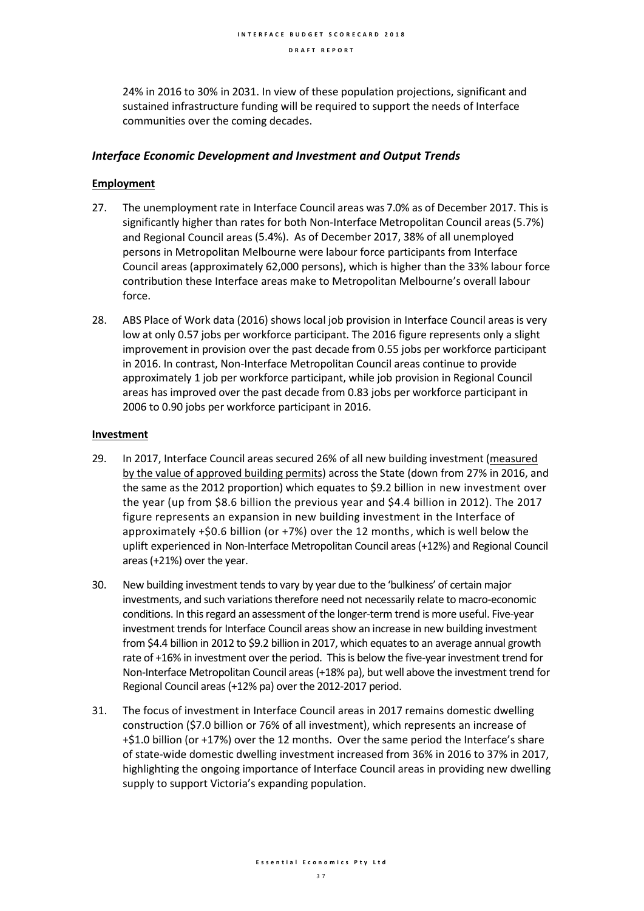24% in 2016 to 30% in 2031. In view of these population projections, significant and sustained infrastructure funding will be required to support the needs of Interface communities over the coming decades.

### *Interface Economic Development and Investment and Output Trends*

**Employment**

27. The unemployment rate in Interface Council areas was 7.0% as of December 2017. This is significantly higher than rates for both Non-Interface Metropolitan Council areas (5.7%) and Regional Council areas (5.4%). As of December 2017, 38% of all unemployed persons in Metropolitan Melbourne were labour force participants from Interface Council areas (approximately 62,000 persons), which is higher than the 33% labour force contribution these Interface areas make to Metropolitan Melbourne's overall labour force.

28. ABS Place of Work data (2016) shows local job provision in Interface Council areas is very low at only 0.57 jobs per workforce participant. The 2016 figure represents only a slight improvement in provision over the past decade from 0.55 jobs per workforce participant in 2016. In contrast, Non-Interface Metropolitan Council areas continue to provide approximately 1 job per workforce participant, while job provision in Regional Council areas has improved over the past decade from 0.83 jobs per workforce participant in 2006 to 0.90 jobs per workforce participant in 2016.

**Investment**

29. In 2017, Interface Council areas secured 26% of all new building investment (measured by the value of approved building permits) across the State (down from 27% in 2016, and the same as the 2012 proportion) which equates to $9.2 billion in new investment over the year (up from $8.6 billion the previous year and $4.4 billion in 2012). The 2017 figure represents an expansion in new building investment in the Interface of approximately +$0.6 billion (or +7%) over the 12 months, which is well below the uplift experienced in Non-Interface Metropolitan Council areas (+12%) and Regional Council areas (+21%) over the year.

30. New building investment tends to vary by year due to the 'bulkiness' of certain major investments, and such variations therefore need not necessarily relate to macro-economic conditions. In this regard an assessment of the longer-term trend is more useful. Five-year investment trends for Interface Council areas show an increase in new building investment from $4.4 billion in 2012 to $9.2 billion in 2017, which equates to an average annual growth rate of +16% in investment over the period. This is below the five-year investment trend for Non-Interface Metropolitan Council areas (+18% pa), but well above the investment trend for Regional Council areas (+12% pa) over the 2012-2017 period.

31. The focus of investment in Interface Council areas in 2017 remains domestic dwelling construction ($7.0 billion or 76% of all investment), which represents an increase of +$1.0 billion (or +17%) over the 12 months. Over the same period the Interface's share of state-wide domestic dwelling investment increased from 36% in 2016 to 37% in 2017, highlighting the ongoing importance of Interface Council areas in providing new dwelling supply to support Victoria's expanding population.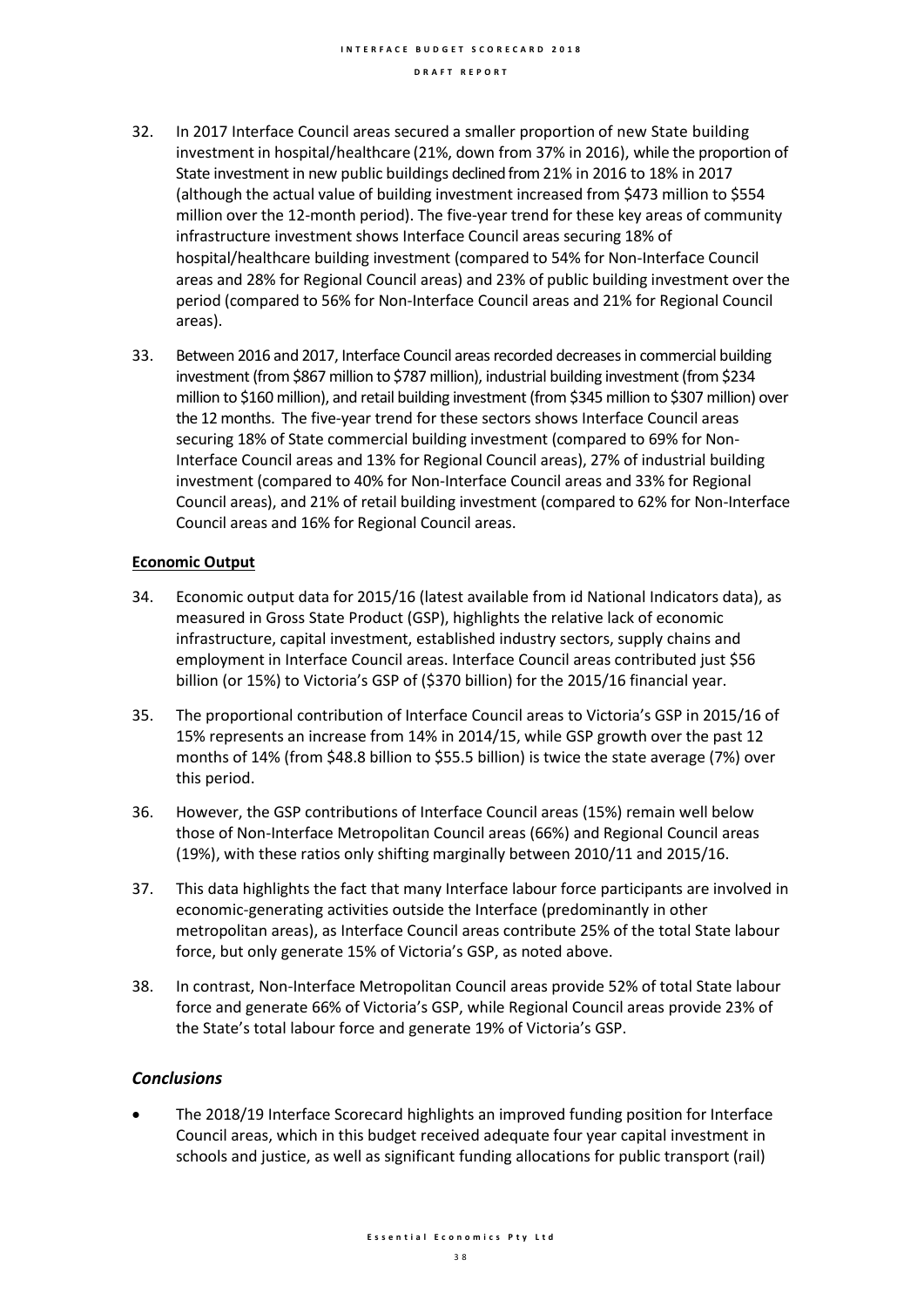32. In 2017 Interface Council areas secured a smaller proportion of new State building investment in hospital/healthcare (21%, down from 37% in 2016), while the proportion of State investment in new public buildings declined from 21% in 2016 to 18% in 2017 (although the actual value of building investment increased from $473 million to $554 million over the 12-month period). The five-year trend for these key areas of community infrastructure investment shows Interface Council areas securing 18% of hospital/healthcare building investment (compared to 54% for Non-Interface Council areas and 28% for Regional Council areas) and 23% of public building investment over the period (compared to 56% for Non-Interface Council areas and 21% for Regional Council areas).

33. Between 2016 and 2017, Interface Council areas recorded decreases in commercial building investment (from $867 million to $787 million), industrial building investment (from $234 million to $160 million), and retail building investment (from $345 million to $307 million) over the 12 months. The five-year trend for these sectors shows Interface Council areas securing 18% of State commercial building investment (compared to 69% for Non-Interface Council areas and 13% for Regional Council areas), 27% of industrial building investment (compared to 40% for Non-Interface Council areas and 33% for Regional Council areas), and 21% of retail building investment (compared to 62% for Non-Interface Council areas and 16% for Regional Council areas.

**Economic Output**

34. Economic output data for 2015/16 (latest available from id National Indicators data), as measured in Gross State Product (GSP), highlights the relative lack of economic infrastructure, capital investment, established industry sectors, supply chains and employment in Interface Council areas. Interface Council areas contributed just $56 billion (or 15%) to Victoria's GSP of ($370 billion) for the 2015/16 financial year.

35. The proportional contribution of Interface Council areas to Victoria's GSP in 2015/16 of 15% represents an increase from 14% in 2014/15, while GSP growth over the past 12 months of 14% (from $48.8 billion to $55.5 billion) is twice the state average (7%) over this period.

36. However, the GSP contributions of Interface Council areas (15%) remain well below those of Non-Interface Metropolitan Council areas (66%) and Regional Council areas (19%), with these ratios only shifting marginally between 2010/11 and 2015/16.

37. This data highlights the fact that many Interface labour force participants are involved in economic-generating activities outside the Interface (predominantly in other metropolitan areas), as Interface Council areas contribute 25% of the total State labour force, but only generate 15% of Victoria's GSP, as noted above.

38. In contrast, Non-Interface Metropolitan Council areas provide 52% of total State labour force and generate 66% of Victoria's GSP, while Regional Council areas provide 23% of the State's total labour force and generate 19% of Victoria's GSP.

### *Conclusions*

- The 2018/19 Interface Scorecard highlights an improved funding position for Interface Council areas, which in this budget received adequate four year capital investment in schools and justice, as well as significant funding allocations for public transport (rail)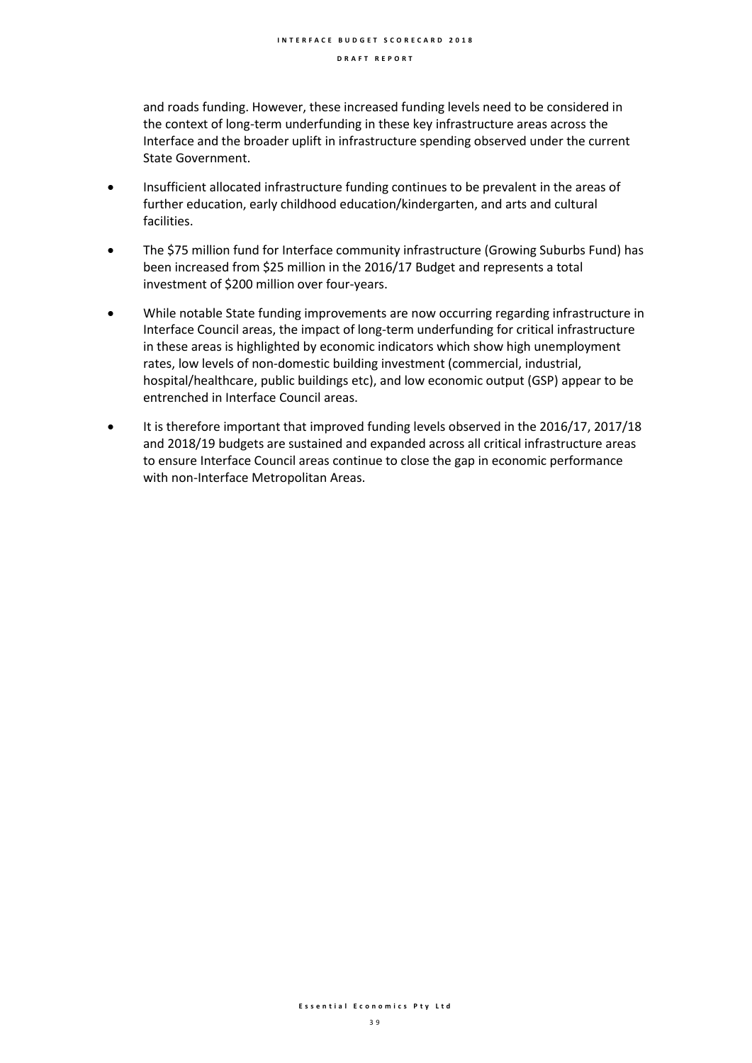and roads funding. However, these increased funding levels need to be considered in the context of long-term underfunding in these key infrastructure areas across the Interface and the broader uplift in infrastructure spending observed under the current State Government.

- Insufficient allocated infrastructure funding continues to be prevalent in the areas of further education, early childhood education/kindergarten, and arts and cultural facilities.
- The $75 million fund for Interface community infrastructure (Growing Suburbs Fund) has been increased from $25 million in the 2016/17 Budget and represents a total investment of $200 million over four-years.
- While notable State funding improvements are now occurring regarding infrastructure in Interface Council areas, the impact of long-term underfunding for critical infrastructure in these areas is highlighted by economic indicators which show high unemployment rates, low levels of non-domestic building investment (commercial, industrial, hospital/healthcare, public buildings etc), and low economic output (GSP) appear to be entrenched in Interface Council areas.
- It is therefore important that improved funding levels observed in the 2016/17, 2017/18 and 2018/19 budgets are sustained and expanded across all critical infrastructure areas to ensure Interface Council areas continue to close the gap in economic performance with non-Interface Metropolitan Areas.